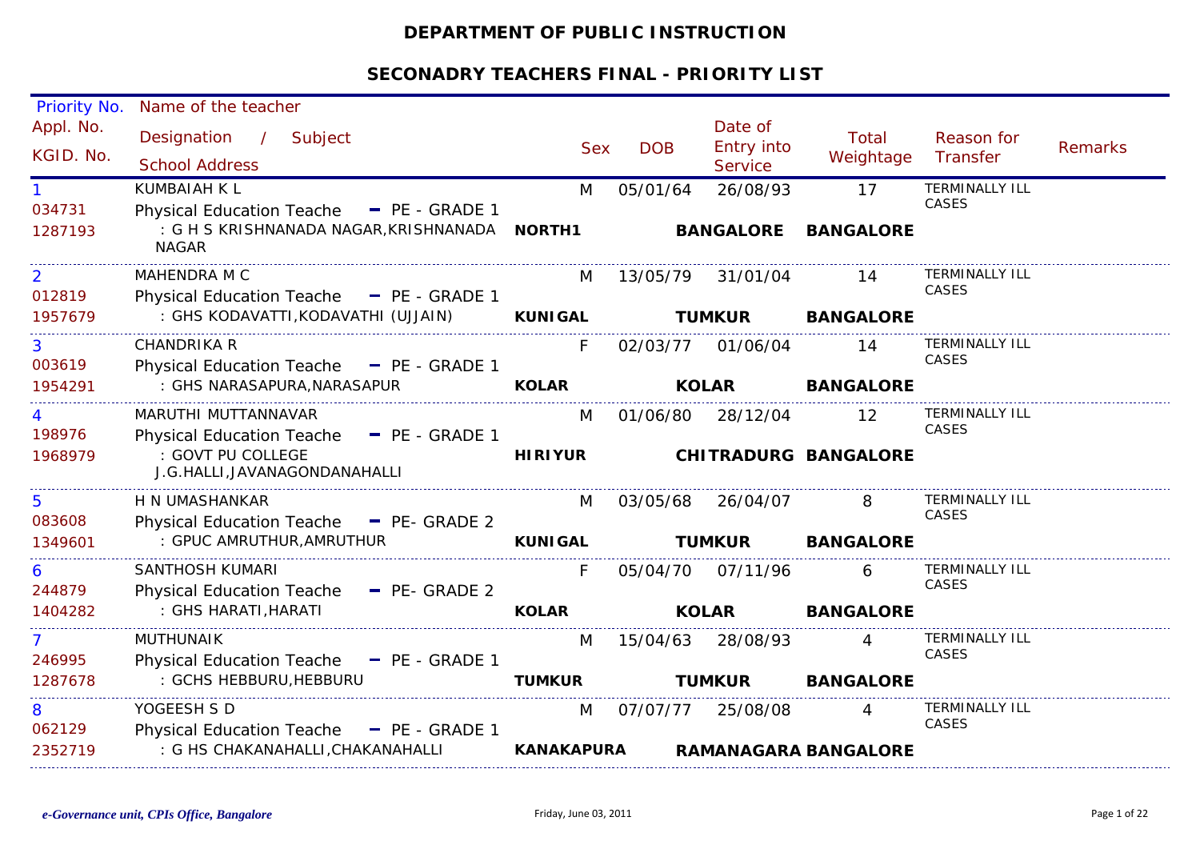# DEPARTMENT OF PUBLIC INSTRUCTION

## SECONADRY TEACHERS FINAL - PRIORITY LIST

| Priority No. / Appl. No. / KGID. No. | Name of the teacher / Designation / Subject / School Address | | | | Sex | DOB | Date of Entry into Service | Total Weightage | Reason for Transfer | Remarks |
|---|---|---|---|---|---|---|---|---|---|---|
| 1<br>034731<br>1287193 | KUMBAIAH K L<br>Physical Education Teache - PE - GRADE 1<br>: G H S KRISHNANADA NAGAR,KRISHNANADA NAGAR | **NORTH1** | **BANGALORE** | **BANGALORE** | M | 05/01/64 | 26/08/93 | 17 | TERMINALLY ILL CASES | |
| 2<br>012819<br>1957679 | MAHENDRA M C<br>Physical Education Teache - PE - GRADE 1<br>: GHS KODAVATTI,KODAVATHI (UJJAIN) | **KUNIGAL** | **TUMKUR** | **BANGALORE** | M | 13/05/79 | 31/01/04 | 14 | TERMINALLY ILL CASES | |
| 3<br>003619<br>1954291 | CHANDRIKA R<br>Physical Education Teache - PE - GRADE 1<br>: GHS NARASAPURA,NARASAPUR | **KOLAR** | **KOLAR** | **BANGALORE** | F | 02/03/77 | 01/06/04 | 14 | TERMINALLY ILL CASES | |
| 4<br>198976<br>1968979 | MARUTHI MUTTANNAVAR<br>Physical Education Teache - PE - GRADE 1<br>: GOVT PU COLLEGE J.G.HALLI,JAVANAGONDANAHALLI | **HIRIYUR** | **CHITRADURG** | **BANGALORE** | M | 01/06/80 | 28/12/04 | 12 | TERMINALLY ILL CASES | |
| 5<br>083608<br>1349601 | H N UMASHANKAR<br>Physical Education Teache - PE- GRADE 2<br>: GPUC AMRUTHUR,AMRUTHUR | **KUNIGAL** | **TUMKUR** | **BANGALORE** | M | 03/05/68 | 26/04/07 | 8 | TERMINALLY ILL CASES | |
| 6<br>244879<br>1404282 | SANTHOSH KUMARI<br>Physical Education Teache - PE- GRADE 2<br>: GHS HARATI,HARATI | **KOLAR** | **KOLAR** | **BANGALORE** | F | 05/04/70 | 07/11/96 | 6 | TERMINALLY ILL CASES | |
| 7<br>246995<br>1287678 | MUTHUNAIK<br>Physical Education Teache - PE - GRADE 1<br>: GCHS HEBBURU,HEBBURU | **TUMKUR** | **TUMKUR** | **BANGALORE** | M | 15/04/63 | 28/08/93 | 4 | TERMINALLY ILL CASES | |
| 8<br>062129<br>2352719 | YOGEESH S D<br>Physical Education Teache - PE - GRADE 1<br>: G HS CHAKANAHALLI,CHAKANAHALLI | **KANAKAPURA** | **RAMANAGARA** | **BANGALORE** | M | 07/07/77 | 25/08/08 | 4 | TERMINALLY ILL CASES | |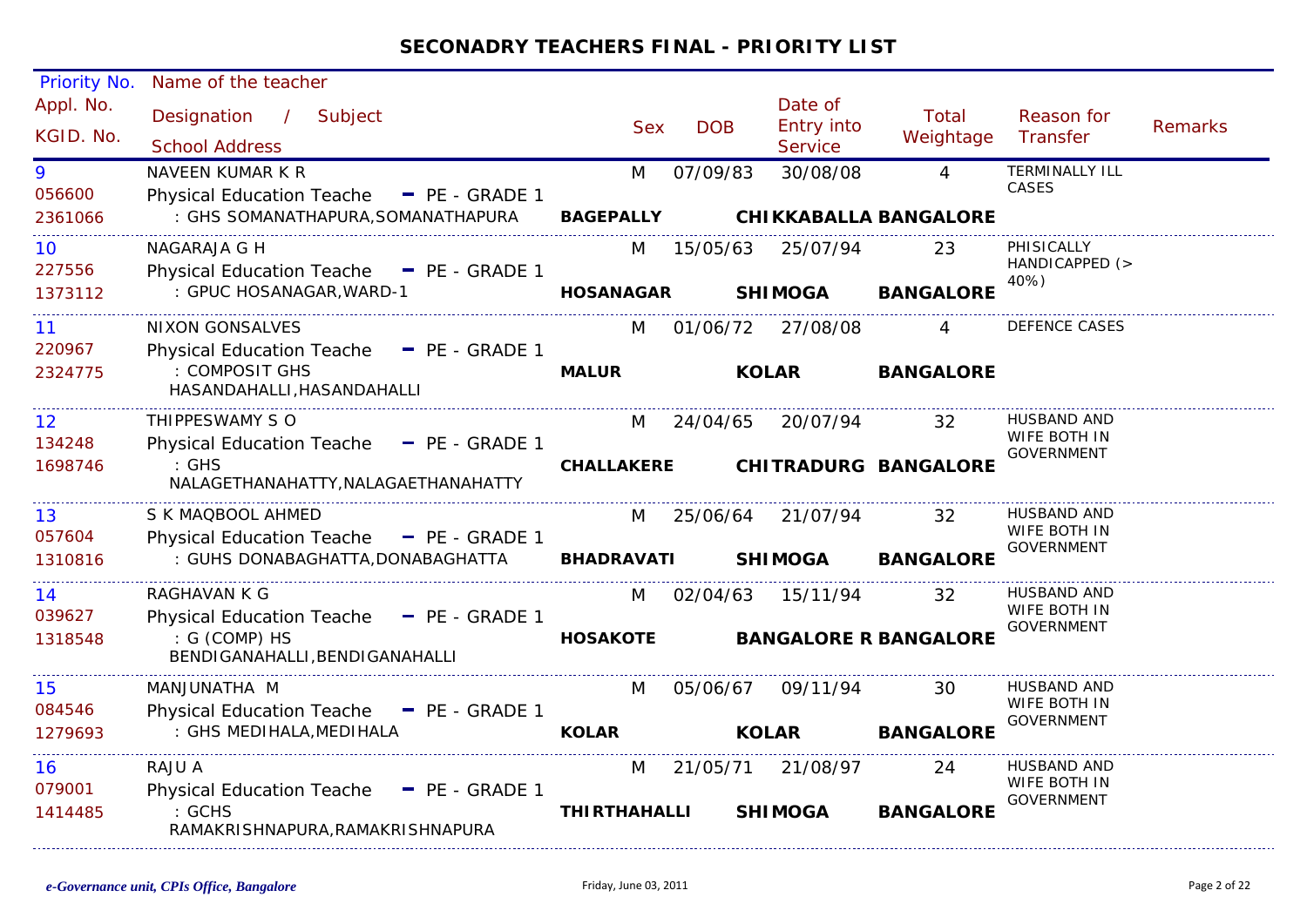## SECONADRY TEACHERS FINAL - PRIORITY LIST

| Priority No. / Appl. No. / KGID. No. | Name of the teacher / Designation / Subject / School Address | Sex | DOB | Date of Entry into Service | Total Weightage | Reason for Transfer | Remarks |
|---|---|---|---|---|---|---|---|
| 9<br>056600<br>2361066 | NAVEEN KUMAR K R<br>Physical Education Teache - PE - GRADE 1<br>: GHS SOMANATHAPURA,SOMANATHAPURA<br>**BAGEPALLY CHIKKABALLA BANGALORE** | M | 07/09/83 | 30/08/08 | 4 | TERMINALLY ILL CASES | |
| 10<br>227556<br>1373112 | NAGARAJA G H<br>Physical Education Teache - PE - GRADE 1<br>: GPUC HOSANAGAR,WARD-1<br>**HOSANAGAR SHIMOGA BANGALORE** | M | 15/05/63 | 25/07/94 | 23 | PHISICALLY HANDICAPPED (> 40%) | |
| 11<br>220967<br>2324775 | NIXON GONSALVES<br>Physical Education Teache - PE - GRADE 1<br>: COMPOSIT GHS HASANDAHALLI,HASANDAHALLI<br>**MALUR KOLAR BANGALORE** | M | 01/06/72 | 27/08/08 | 4 | DEFENCE CASES | |
| 12<br>134248<br>1698746 | THIPPESWAMY S O<br>Physical Education Teache - PE - GRADE 1<br>: GHS NALAGETHANAHATTY,NALAGAETHANAHATTY<br>**CHALLAKERE CHITRADURG BANGALORE** | M | 24/04/65 | 20/07/94 | 32 | HUSBAND AND WIFE BOTH IN GOVERNMENT | |
| 13<br>057604<br>1310816 | S K MAQBOOL AHMED<br>Physical Education Teache - PE - GRADE 1<br>: GUHS DONABAGHATTA,DONABAGHATTA<br>**BHADRAVATI SHIMOGA BANGALORE** | M | 25/06/64 | 21/07/94 | 32 | HUSBAND AND WIFE BOTH IN GOVERNMENT | |
| 14<br>039627<br>1318548 | RAGHAVAN K G<br>Physical Education Teache - PE - GRADE 1<br>: G (COMP) HS BENDIGANAHALLI,BENDIGANAHALLI<br>**HOSAKOTE BANGALORE R BANGALORE** | M | 02/04/63 | 15/11/94 | 32 | HUSBAND AND WIFE BOTH IN GOVERNMENT | |
| 15<br>084546<br>1279693 | MANJUNATHA M<br>Physical Education Teache - PE - GRADE 1<br>: GHS MEDIHALA,MEDIHALA<br>**KOLAR KOLAR BANGALORE** | M | 05/06/67 | 09/11/94 | 30 | HUSBAND AND WIFE BOTH IN GOVERNMENT | |
| 16<br>079001<br>1414485 | RAJU A<br>Physical Education Teache - PE - GRADE 1<br>: GCHS RAMAKRISHNAPURA,RAMAKRISHNAPURA<br>**THIRTHAHALLI SHIMOGA BANGALORE** | M | 21/05/71 | 21/08/97 | 24 | HUSBAND AND WIFE BOTH IN GOVERNMENT | |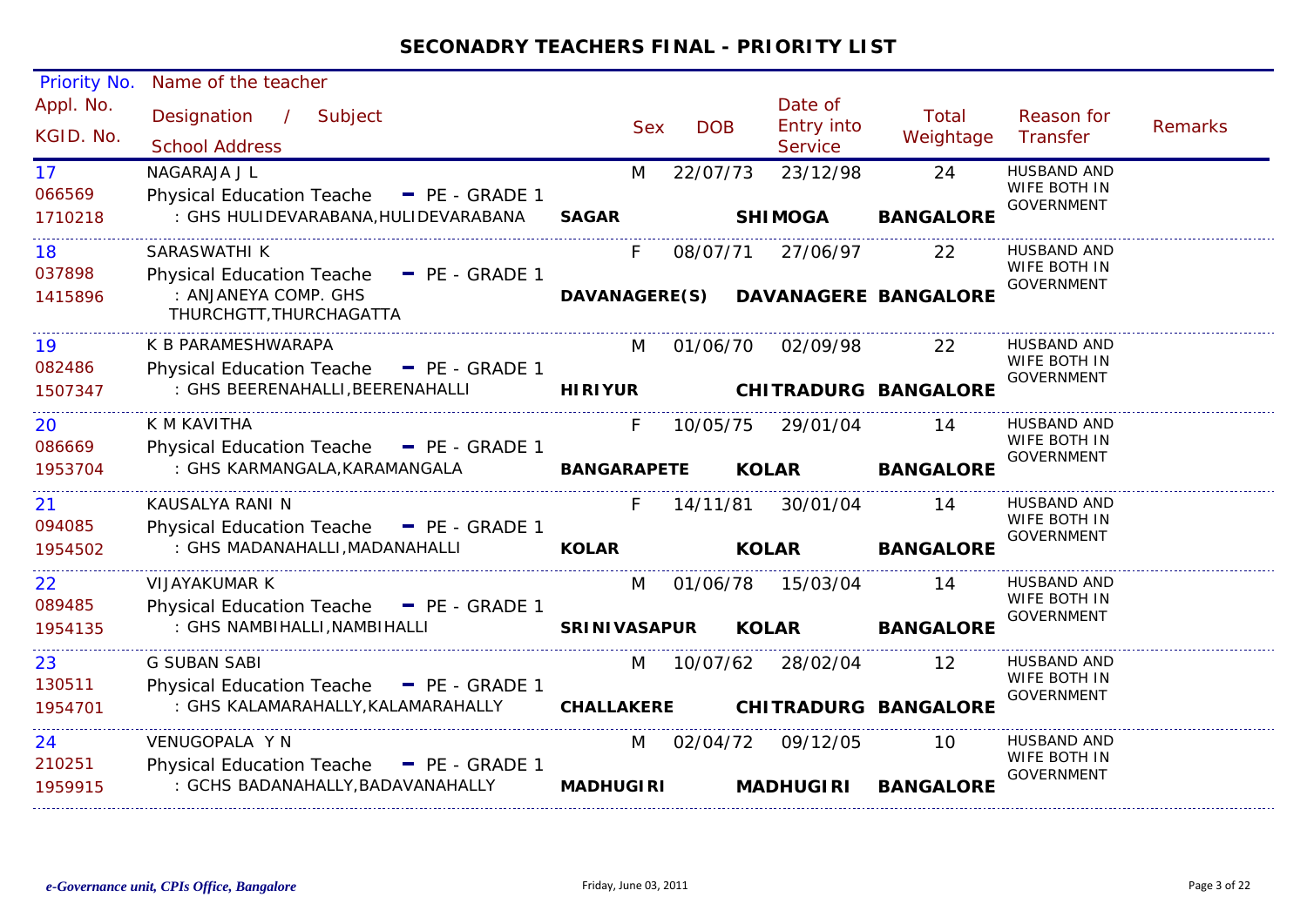## SECONADRY TEACHERS FINAL - PRIORITY LIST

| Priority No. / Appl. No. / KGID. No. | Name of the teacher / Designation / Subject / School Address | | Sex | DOB | Date of Entry into Service | Total Weightage | Reason for Transfer | Remarks |
|---|---|---|---|---|---|---|---|---|
| 17<br>066569<br>1710218 | NAGARAJA J L<br>Physical Education Teache - PE - GRADE 1<br>: GHS HULIDEVARABANA,HULIDEVARABANA | SAGAR | M | 22/07/73 | 23/12/98<br>SHIMOGA | 24<br>BANGALORE | HUSBAND AND WIFE BOTH IN GOVERNMENT | |
| 18<br>037898<br>1415896 | SARASWATHI K<br>Physical Education Teache - PE - GRADE 1<br>: ANJANEYA COMP. GHS THURCHGTT,THURCHAGATTA | DAVANAGERE(S) | F | 08/07/71 | 27/06/97<br>DAVANAGERE | 22<br>BANGALORE | HUSBAND AND WIFE BOTH IN GOVERNMENT | |
| 19<br>082486<br>1507347 | K B PARAMESHWARAPA<br>Physical Education Teache - PE - GRADE 1<br>: GHS BEERENAHALLI,BEERENAHALLI | HIRIYUR | M | 01/06/70 | 02/09/98<br>CHITRADURG | 22<br>BANGALORE | HUSBAND AND WIFE BOTH IN GOVERNMENT | |
| 20<br>086669<br>1953704 | K M KAVITHA<br>Physical Education Teache - PE - GRADE 1<br>: GHS KARMANGALA,KARAMANGALA | BANGARAPETE | F | 10/05/75 | 29/01/04<br>KOLAR | 14<br>BANGALORE | HUSBAND AND WIFE BOTH IN GOVERNMENT | |
| 21<br>094085<br>1954502 | KAUSALYA RANI N<br>Physical Education Teache - PE - GRADE 1<br>: GHS MADANAHALLI,MADANAHALLI | KOLAR | F | 14/11/81 | 30/01/04<br>KOLAR | 14<br>BANGALORE | HUSBAND AND WIFE BOTH IN GOVERNMENT | |
| 22<br>089485<br>1954135 | VIJAYAKUMAR K<br>Physical Education Teache - PE - GRADE 1<br>: GHS NAMBIHALLI,NAMBIHALLI | SRINIVASAPUR | M | 01/06/78 | 15/03/04<br>KOLAR | 14<br>BANGALORE | HUSBAND AND WIFE BOTH IN GOVERNMENT | |
| 23<br>130511<br>1954701 | G SUBAN SABI<br>Physical Education Teache - PE - GRADE 1<br>: GHS KALAMARAHALLY,KALAMARAHALLY | CHALLAKERE | M | 10/07/62 | 28/02/04<br>CHITRADURG | 12<br>BANGALORE | HUSBAND AND WIFE BOTH IN GOVERNMENT | |
| 24<br>210251<br>1959915 | VENUGOPALA Y N<br>Physical Education Teache - PE - GRADE 1<br>: GCHS BADANAHALLY,BADAVANAHALLY | MADHUGIRI | M | 02/04/72 | 09/12/05<br>MADHUGIRI | 10<br>BANGALORE | HUSBAND AND WIFE BOTH IN GOVERNMENT | |

*e-Governance unit, CPIs Office, Bangalore* Friday, June 03, 2011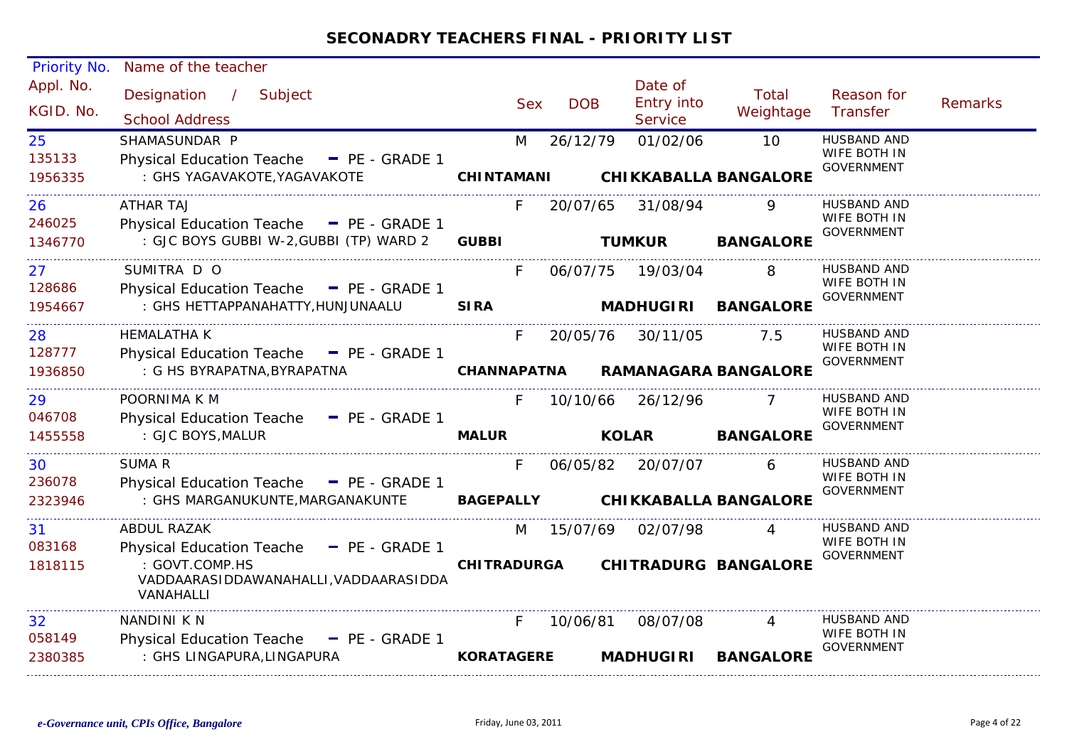## SECONADRY TEACHERS FINAL - PRIORITY LIST

| Priority No. / Appl. No. / KGID. No. | Name of the teacher / Designation / Subject / School Address | Sex | DOB | Date of Entry into Service | Total Weightage | Reason for Transfer | Remarks |
|---|---|---|---|---|---|---|---|
| 25 / 135133 / 1956335 | SHAMASUNDAR P / Physical Education Teache - PE - GRADE 1 / : GHS YAGAVAKOTE,YAGAVAKOTE / **CHINTAMANI** **CHIKKABALLA** **BANGALORE** | M | 26/12/79 | 01/02/06 | 10 | HUSBAND AND WIFE BOTH IN GOVERNMENT | |
| 26 / 246025 / 1346770 | ATHAR TAJ / Physical Education Teache - PE - GRADE 1 / : GJC BOYS GUBBI W-2,GUBBI (TP) WARD 2 / **GUBBI** **TUMKUR** **BANGALORE** | F | 20/07/65 | 31/08/94 | 9 | HUSBAND AND WIFE BOTH IN GOVERNMENT | |
| 27 / 128686 / 1954667 | SUMITRA D O / Physical Education Teache - PE - GRADE 1 / : GHS HETTAPPANAHATTY,HUNJUNAALU / **SIRA** **MADHUGIRI** **BANGALORE** | F | 06/07/75 | 19/03/04 | 8 | HUSBAND AND WIFE BOTH IN GOVERNMENT | |
| 28 / 128777 / 1936850 | HEMALATHA K / Physical Education Teache - PE - GRADE 1 / : G HS BYRAPATNA,BYRAPATNA / **CHANNAPATNA** **RAMANAGARA** **BANGALORE** | F | 20/05/76 | 30/11/05 | 7.5 | HUSBAND AND WIFE BOTH IN GOVERNMENT | |
| 29 / 046708 / 1455558 | POORNIMA K M / Physical Education Teache - PE - GRADE 1 / : GJC BOYS,MALUR / **MALUR** **KOLAR** **BANGALORE** | F | 10/10/66 | 26/12/96 | 7 | HUSBAND AND WIFE BOTH IN GOVERNMENT | |
| 30 / 236078 / 2323946 | SUMA R / Physical Education Teache - PE - GRADE 1 / : GHS MARGANUKUNTE,MARGANAKUNTE / **BAGEPALLY** **CHIKKABALLA** **BANGALORE** | F | 06/05/82 | 20/07/07 | 6 | HUSBAND AND WIFE BOTH IN GOVERNMENT | |
| 31 / 083168 / 1818115 | ABDUL RAZAK / Physical Education Teache - PE - GRADE 1 / : GOVT.COMP.HS VADDAARASIDDAWANAHALLI,VADDAARASIDDA VANAHALLI / **CHITRADURGA** **CHITRADURG** **BANGALORE** | M | 15/07/69 | 02/07/98 | 4 | HUSBAND AND WIFE BOTH IN GOVERNMENT | |
| 32 / 058149 / 2380385 | NANDINI K N / Physical Education Teache - PE - GRADE 1 / : GHS LINGAPURA,LINGAPURA / **KORATAGERE** **MADHUGIRI** **BANGALORE** | F | 10/06/81 | 08/07/08 | 4 | HUSBAND AND WIFE BOTH IN GOVERNMENT | |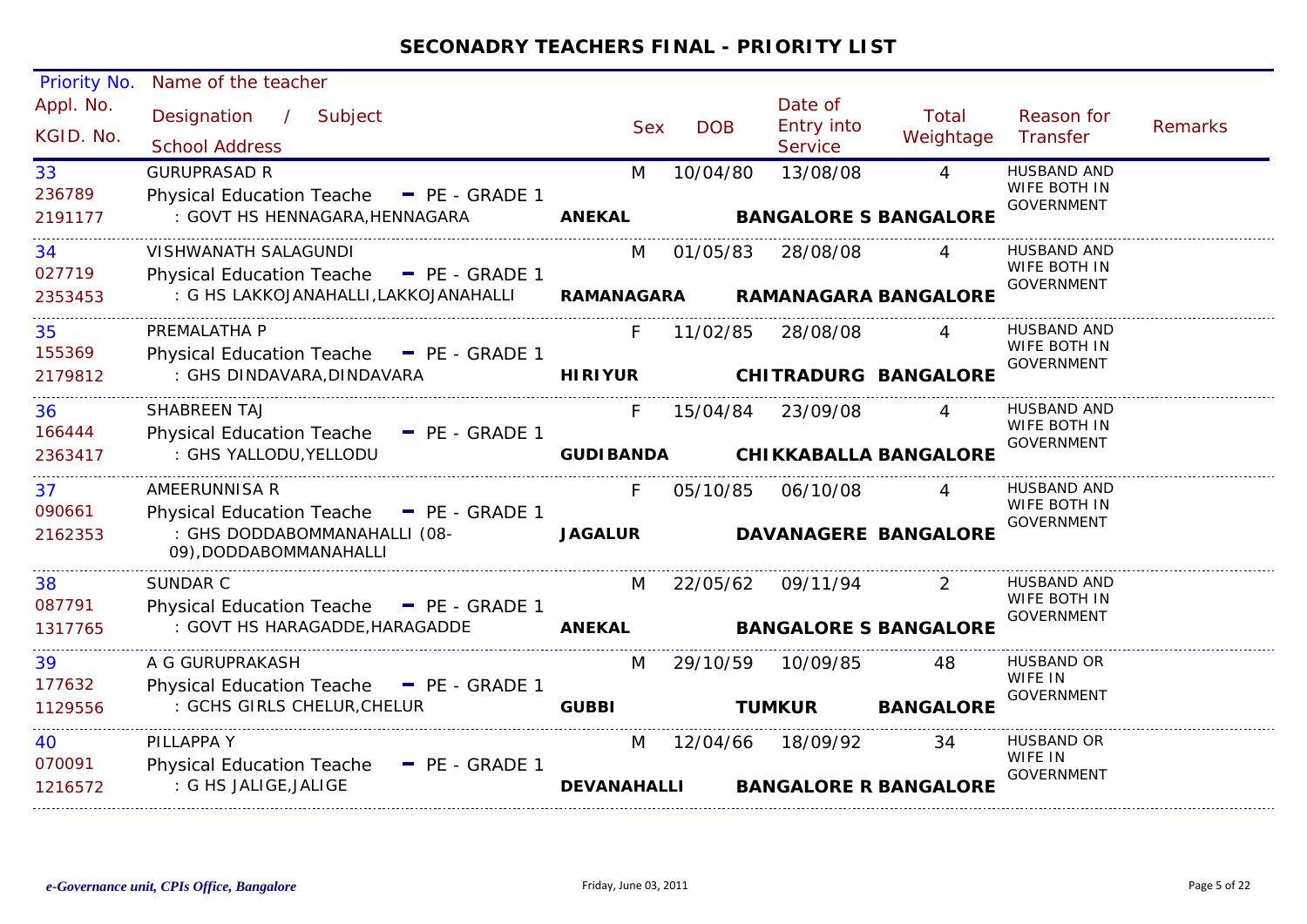## SECONADRY TEACHERS FINAL - PRIORITY LIST

| Priority No. / Appl. No. / KGID. No. | Name of the teacher / Designation / Subject / School Address | | | Sex | DOB | Date of Entry into Service | Total Weightage | Reason for Transfer | Remarks |
|---|---|---|---|---|---|---|---|---|---|
| 33<br>236789<br>2191177 | GURUPRASAD R<br>Physical Education Teache - PE - GRADE 1<br>: GOVT HS HENNAGARA,HENNAGARA | **ANEKAL** | **BANGALORE S BANGALORE** | M | 10/04/80 | 13/08/08 | 4 | HUSBAND AND WIFE BOTH IN GOVERNMENT | |
| 34<br>027719<br>2353453 | VISHWANATH SALAGUNDI<br>Physical Education Teache - PE - GRADE 1<br>: G HS LAKKOJANAHALLI,LAKKOJANAHALLI | **RAMANAGARA** | **RAMANAGARA BANGALORE** | M | 01/05/83 | 28/08/08 | 4 | HUSBAND AND WIFE BOTH IN GOVERNMENT | |
| 35<br>155369<br>2179812 | PREMALATHA P<br>Physical Education Teache - PE - GRADE 1<br>: GHS DINDAVARA,DINDAVARA | **HIRIYUR** | **CHITRADURG BANGALORE** | F | 11/02/85 | 28/08/08 | 4 | HUSBAND AND WIFE BOTH IN GOVERNMENT | |
| 36<br>166444<br>2363417 | SHABREEN TAJ<br>Physical Education Teache - PE - GRADE 1<br>: GHS YALLODU,YELLODU | **GUDIBANDA** | **CHIKKABALLA BANGALORE** | F | 15/04/84 | 23/09/08 | 4 | HUSBAND AND WIFE BOTH IN GOVERNMENT | |
| 37<br>090661<br>2162353 | AMEERUNNISA R<br>Physical Education Teache - PE - GRADE 1<br>: GHS DODDABOMMANAHALLI (08-09),DODDABOMMANAHALLI | **JAGALUR** | **DAVANAGERE BANGALORE** | F | 05/10/85 | 06/10/08 | 4 | HUSBAND AND WIFE BOTH IN GOVERNMENT | |
| 38<br>087791<br>1317765 | SUNDAR C<br>Physical Education Teache - PE - GRADE 1<br>: GOVT HS HARAGADDE,HARAGADDE | **ANEKAL** | **BANGALORE S BANGALORE** | M | 22/05/62 | 09/11/94 | 2 | HUSBAND AND WIFE BOTH IN GOVERNMENT | |
| 39<br>177632<br>1129556 | A G GURUPRAKASH<br>Physical Education Teache - PE - GRADE 1<br>: GCHS GIRLS CHELUR,CHELUR | **GUBBI** | **TUMKUR BANGALORE** | M | 29/10/59 | 10/09/85 | 48 | HUSBAND OR WIFE IN GOVERNMENT | |
| 40<br>070091<br>1216572 | PILLAPPA Y<br>Physical Education Teache - PE - GRADE 1<br>: G HS JALIGE,JALIGE | **DEVANAHALLI** | **BANGALORE R BANGALORE** | M | 12/04/66 | 18/09/92 | 34 | HUSBAND OR WIFE IN GOVERNMENT | |

*e-Governance unit, CPIs Office, Bangalore*

Friday, June 03, 2011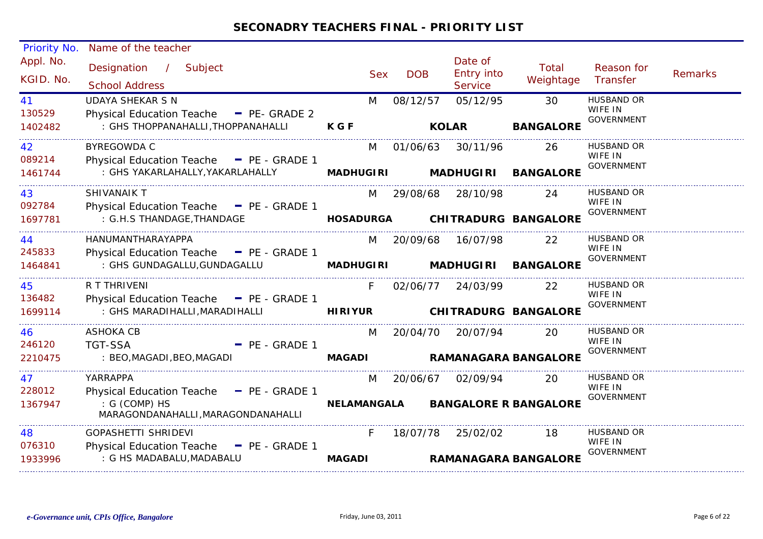## SECONADRY TEACHERS FINAL - PRIORITY LIST

| Priority No. / Appl. No. / KGID. No. | Name of the teacher / Designation / Subject / School Address | Sex | DOB | Date of Entry into Service | Total Weightage | Reason for Transfer | Remarks |
|---|---|---|---|---|---|---|---|
| 41<br>130529<br>1402482 | UDAYA SHEKAR S N<br>Physical Education Teache - PE- GRADE 2<br>: GHS THOPPANAHALLI,THOPPANAHALLI<br>**K G F** **KOLAR** **BANGALORE** | M | 08/12/57 | 05/12/95 | 30 | HUSBAND OR WIFE IN GOVERNMENT | |
| 42<br>089214<br>1461744 | BYREGOWDA C<br>Physical Education Teache - PE - GRADE 1<br>: GHS YAKARLAHALLY,YAKARLAHALLY<br>**MADHUGIRI** **MADHUGIRI** **BANGALORE** | M | 01/06/63 | 30/11/96 | 26 | HUSBAND OR WIFE IN GOVERNMENT | |
| 43<br>092784<br>1697781 | SHIVANAIK T<br>Physical Education Teache - PE - GRADE 1<br>: G.H.S THANDAGE,THANDAGE<br>**HOSADURGA** **CHITRADURG** **BANGALORE** | M | 29/08/68 | 28/10/98 | 24 | HUSBAND OR WIFE IN GOVERNMENT | |
| 44<br>245833<br>1464841 | HANUMANTHARAYAPPA<br>Physical Education Teache - PE - GRADE 1<br>: GHS GUNDAGALLU,GUNDAGALLU<br>**MADHUGIRI** **MADHUGIRI** **BANGALORE** | M | 20/09/68 | 16/07/98 | 22 | HUSBAND OR WIFE IN GOVERNMENT | |
| 45<br>136482<br>1699114 | R T THRIVENI<br>Physical Education Teache - PE - GRADE 1<br>: GHS MARADIHALLI,MARADIHALLI<br>**HIRIYUR** **CHITRADURG** **BANGALORE** | F | 02/06/77 | 24/03/99 | 22 | HUSBAND OR WIFE IN GOVERNMENT | |
| 46<br>246120<br>2210475 | ASHOKA CB<br>TGT-SSA - PE - GRADE 1<br>: BEO,MAGADI,BEO,MAGADI<br>**MAGADI** **RAMANAGARA** **BANGALORE** | M | 20/04/70 | 20/07/94 | 20 | HUSBAND OR WIFE IN GOVERNMENT | |
| 47<br>228012<br>1367947 | YARRAPPA<br>Physical Education Teache - PE - GRADE 1<br>: G (COMP) HS MARAGONDANAHALLI,MARAGONDANAHALLI<br>**NELAMANGALA** **BANGALORE R** **BANGALORE** | M | 20/06/67 | 02/09/94 | 20 | HUSBAND OR WIFE IN GOVERNMENT | |
| 48<br>076310<br>1933996 | GOPASHETTI SHRIDEVI<br>Physical Education Teache - PE - GRADE 1<br>: G HS MADABALU,MADABALU<br>**MAGADI** **RAMANAGARA** **BANGALORE** | F | 18/07/78 | 25/02/02 | 18 | HUSBAND OR WIFE IN GOVERNMENT | |

*e-Governance unit, CPIs Office, Bangalore* Friday, June 03, 2011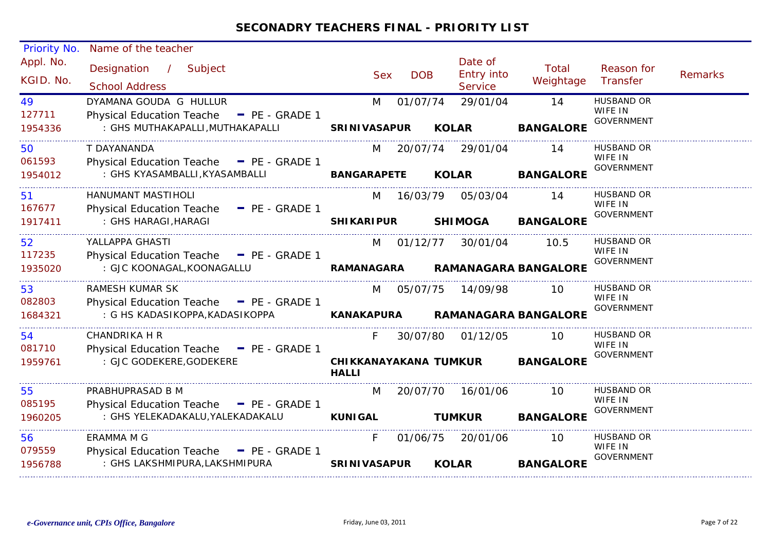# SECONADRY TEACHERS FINAL - PRIORITY LIST

| Priority No. / Appl. No. / KGID. No. | Name of the teacher / Designation / Subject / School Address | Sex | DOB | Date of Entry into Service | Total Weightage | Reason for Transfer | Remarks |
|---|---|---|---|---|---|---|---|
| 49<br>127711<br>1954336 | DYAMANA GOUDA G HULLUR<br>Physical Education Teache - PE - GRADE 1<br>: GHS MUTHAKAPALLI,MUTHAKAPALLI<br>**SRINIVASAPUR KOLAR BANGALORE** | M | 01/07/74 | 29/01/04 | 14 | HUSBAND OR WIFE IN GOVERNMENT | |
| 50<br>061593<br>1954012 | T DAYANANDA<br>Physical Education Teache - PE - GRADE 1<br>: GHS KYASAMBALLI,KYASAMBALLI<br>**BANGARAPETE KOLAR BANGALORE** | M | 20/07/74 | 29/01/04 | 14 | HUSBAND OR WIFE IN GOVERNMENT | |
| 51<br>167677<br>1917411 | HANUMANT MASTIHOLI<br>Physical Education Teache - PE - GRADE 1<br>: GHS HARAGI,HARAGI<br>**SHIKARIPUR SHIMOGA BANGALORE** | M | 16/03/79 | 05/03/04 | 14 | HUSBAND OR WIFE IN GOVERNMENT | |
| 52<br>117235<br>1935020 | YALLAPPA GHASTI<br>Physical Education Teache - PE - GRADE 1<br>: GJC KOONAGAL,KOONAGALLU<br>**RAMANAGARA RAMANAGARA BANGALORE** | M | 01/12/77 | 30/01/04 | 10.5 | HUSBAND OR WIFE IN GOVERNMENT | |
| 53<br>082803<br>1684321 | RAMESH KUMAR SK<br>Physical Education Teache - PE - GRADE 1<br>: G HS KADASIKOPPA,KADASIKOPPA<br>**KANAKAPURA RAMANAGARA BANGALORE** | M | 05/07/75 | 14/09/98 | 10 | HUSBAND OR WIFE IN GOVERNMENT | |
| 54<br>081710<br>1959761 | CHANDRIKA H R<br>Physical Education Teache - PE - GRADE 1<br>: GJC GODEKERE,GODEKERE<br>**CHIKKANAYAKANA HALLI TUMKUR BANGALORE** | F | 30/07/80 | 01/12/05 | 10 | HUSBAND OR WIFE IN GOVERNMENT | |
| 55<br>085195<br>1960205 | PRABHUPRASAD B M<br>Physical Education Teache - PE - GRADE 1<br>: GHS YELEKADAKALU,YALEKADAKALU<br>**KUNIGAL TUMKUR BANGALORE** | M | 20/07/70 | 16/01/06 | 10 | HUSBAND OR WIFE IN GOVERNMENT | |
| 56<br>079559<br>1956788 | ERAMMA M G<br>Physical Education Teache - PE - GRADE 1<br>: GHS LAKSHMIPURA,LAKSHMIPURA<br>**SRINIVASAPUR KOLAR BANGALORE** | F | 01/06/75 | 20/01/06 | 10 | HUSBAND OR WIFE IN GOVERNMENT | |

*e-Governance unit, CPIs Office, Bangalore* Friday, June 03, 2011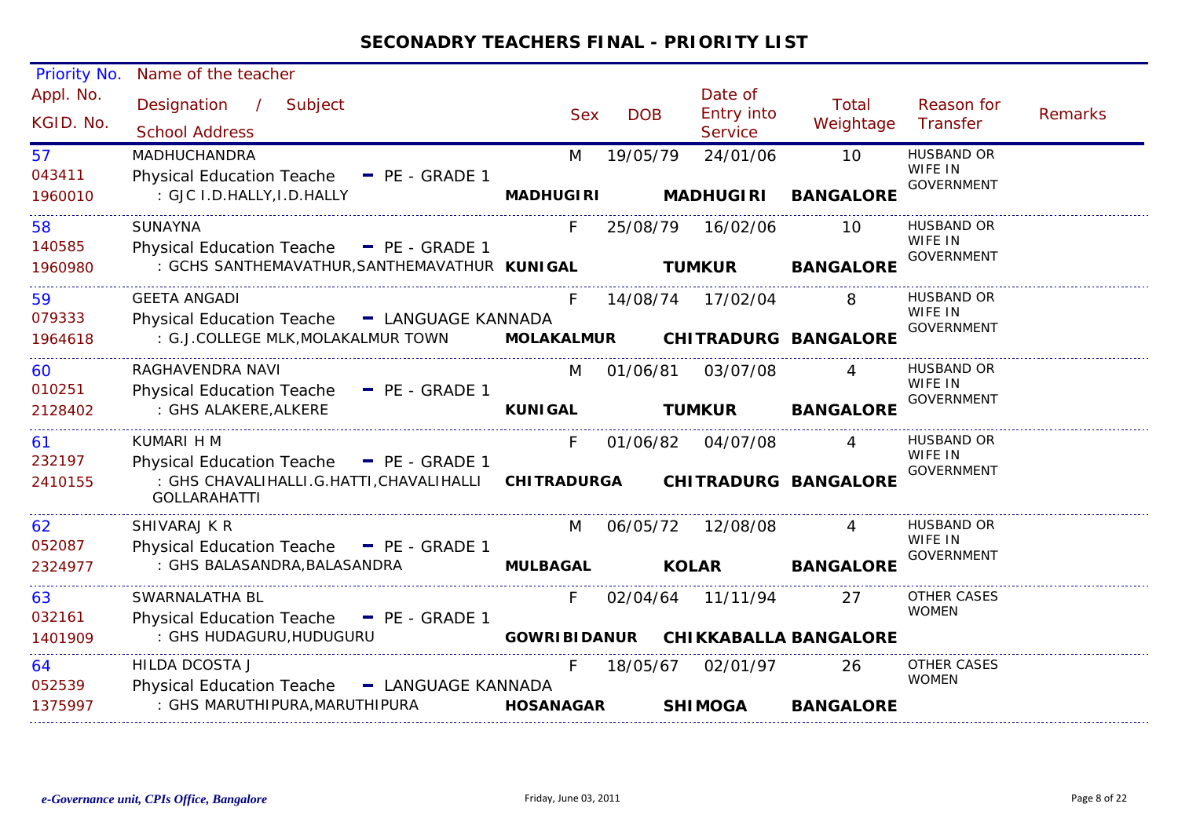## SECONADRY TEACHERS FINAL - PRIORITY LIST

| Priority No. / Appl. No. / KGID. No. | Name of the teacher / Designation / Subject / School Address | Sex | DOB | Date of Entry into Service | Total Weightage | Reason for Transfer | Remarks |
|---|---|---|---|---|---|---|---|
| 57<br>043411<br>1960010 | MADHUCHANDRA<br>Physical Education Teache - PE - GRADE 1<br>: GJC I.D.HALLY,I.D.HALLY | M<br>MADHUGIRI | 19/05/79 | 24/01/06<br>MADHUGIRI | 10<br>BANGALORE | HUSBAND OR WIFE IN GOVERNMENT | |
| 58<br>140585<br>1960980 | SUNAYNA<br>Physical Education Teache - PE - GRADE 1<br>: GCHS SANTHEMAVATHUR,SANTHEMAVATHUR | F<br>KUNIGAL | 25/08/79 | 16/02/06<br>TUMKUR | 10<br>BANGALORE | HUSBAND OR WIFE IN GOVERNMENT | |
| 59<br>079333<br>1964618 | GEETA ANGADI<br>Physical Education Teache - LANGUAGE KANNADA<br>: G.J.COLLEGE MLK,MOLAKALMUR TOWN | F<br>MOLAKALMUR | 14/08/74 | 17/02/04<br>CHITRADURG | 8<br>BANGALORE | HUSBAND OR WIFE IN GOVERNMENT | |
| 60<br>010251<br>2128402 | RAGHAVENDRA NAVI<br>Physical Education Teache - PE - GRADE 1<br>: GHS ALAKERE,ALKERE | M<br>KUNIGAL | 01/06/81 | 03/07/08<br>TUMKUR | 4<br>BANGALORE | HUSBAND OR WIFE IN GOVERNMENT | |
| 61<br>232197<br>2410155 | KUMARI H M<br>Physical Education Teache - PE - GRADE 1<br>: GHS CHAVALIHALLI.G.HATTI,CHAVALIHALLI GOLLARAHATTI | F<br>CHITRADURGA | 01/06/82 | 04/07/08<br>CHITRADURG | 4<br>BANGALORE | HUSBAND OR WIFE IN GOVERNMENT | |
| 62<br>052087<br>2324977 | SHIVARAJ K R<br>Physical Education Teache - PE - GRADE 1<br>: GHS BALASANDRA,BALASANDRA | M<br>MULBAGAL | 06/05/72 | 12/08/08<br>KOLAR | 4<br>BANGALORE | HUSBAND OR WIFE IN GOVERNMENT | |
| 63<br>032161<br>1401909 | SWARNALATHA BL<br>Physical Education Teache - PE - GRADE 1<br>: GHS HUDAGURU,HUDUGURU | F<br>GOWRIBIDANUR | 02/04/64 | 11/11/94<br>CHIKKABALLA | 27<br>BANGALORE | OTHER CASES WOMEN | |
| 64<br>052539<br>1375997 | HILDA DCOSTA J<br>Physical Education Teache - LANGUAGE KANNADA<br>: GHS MARUTHIPURA,MARUTHIPURA | F<br>HOSANAGAR | 18/05/67 | 02/01/97<br>SHIMOGA | 26<br>BANGALORE | OTHER CASES WOMEN | |

*e-Governance unit, CPIs Office, Bangalore*

Friday, June 03, 2011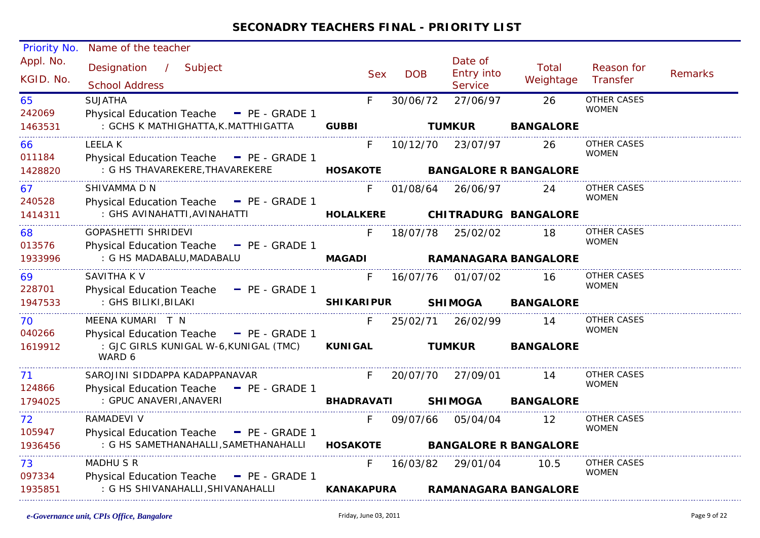## SECONADRY TEACHERS FINAL - PRIORITY LIST

| Priority No. / Appl. No. / KGID. No. | Name of the teacher / Designation / Subject / School Address | Sex | DOB | Date of Entry into Service | Total Weightage | Reason for Transfer | Remarks |
|---|---|---|---|---|---|---|---|
| 65<br>242069<br>1463531 | SUJATHA<br>Physical Education Teache - PE - GRADE 1<br>: GCHS K MATHIGHATTA,K.MATTHIGATTA GUBBI TUMKUR BANGALORE | F | 30/06/72 | 27/06/97 | 26 | OTHER CASES WOMEN | |
| 66<br>011184<br>1428820 | LEELA K<br>Physical Education Teache - PE - GRADE 1<br>: G HS THAVAREKERE,THAVAREKERE HOSAKOTE BANGALORE R BANGALORE | F | 10/12/70 | 23/07/97 | 26 | OTHER CASES WOMEN | |
| 67<br>240528<br>1414311 | SHIVAMMA D N<br>Physical Education Teache - PE - GRADE 1<br>: GHS AVINAHATTI,AVINAHATTI HOLALKERE CHITRADURG BANGALORE | F | 01/08/64 | 26/06/97 | 24 | OTHER CASES WOMEN | |
| 68<br>013576<br>1933996 | GOPASHETTI SHRIDEVI<br>Physical Education Teache - PE - GRADE 1<br>: G HS MADABALU,MADABALU MAGADI RAMANAGARA BANGALORE | F | 18/07/78 | 25/02/02 | 18 | OTHER CASES WOMEN | |
| 69<br>228701<br>1947533 | SAVITHA K V<br>Physical Education Teache - PE - GRADE 1<br>: GHS BILIKI,BILAKI SHIKARIPUR SHIMOGA BANGALORE | F | 16/07/76 | 01/07/02 | 16 | OTHER CASES WOMEN | |
| 70<br>040266<br>1619912 | MEENA KUMARI T N<br>Physical Education Teache - PE - GRADE 1<br>: GJC GIRLS KUNIGAL W-6,KUNIGAL (TMC) WARD 6 KUNIGAL TUMKUR BANGALORE | F | 25/02/71 | 26/02/99 | 14 | OTHER CASES WOMEN | |
| 71<br>124866<br>1794025 | SAROJINI SIDDAPPA KADAPPANAVAR<br>Physical Education Teache - PE - GRADE 1<br>: GPUC ANAVERI,ANAVERI BHADRAVATI SHIMOGA BANGALORE | F | 20/07/70 | 27/09/01 | 14 | OTHER CASES WOMEN | |
| 72<br>105947<br>1936456 | RAMADEVI V<br>Physical Education Teache - PE - GRADE 1<br>: G HS SAMETHANAHALLI,SAMETHANAHALLI HOSAKOTE BANGALORE R BANGALORE | F | 09/07/66 | 05/04/04 | 12 | OTHER CASES WOMEN | |
| 73<br>097334<br>1935851 | MADHU S R<br>Physical Education Teache - PE - GRADE 1<br>: G HS SHIVANAHALLI,SHIVANAHALLI KANAKAPURA RAMANAGARA BANGALORE | F | 16/03/82 | 29/01/04 | 10.5 | OTHER CASES WOMEN | |

*e-Governance unit, CPIs Office, Bangalore* Friday, June 03, 2011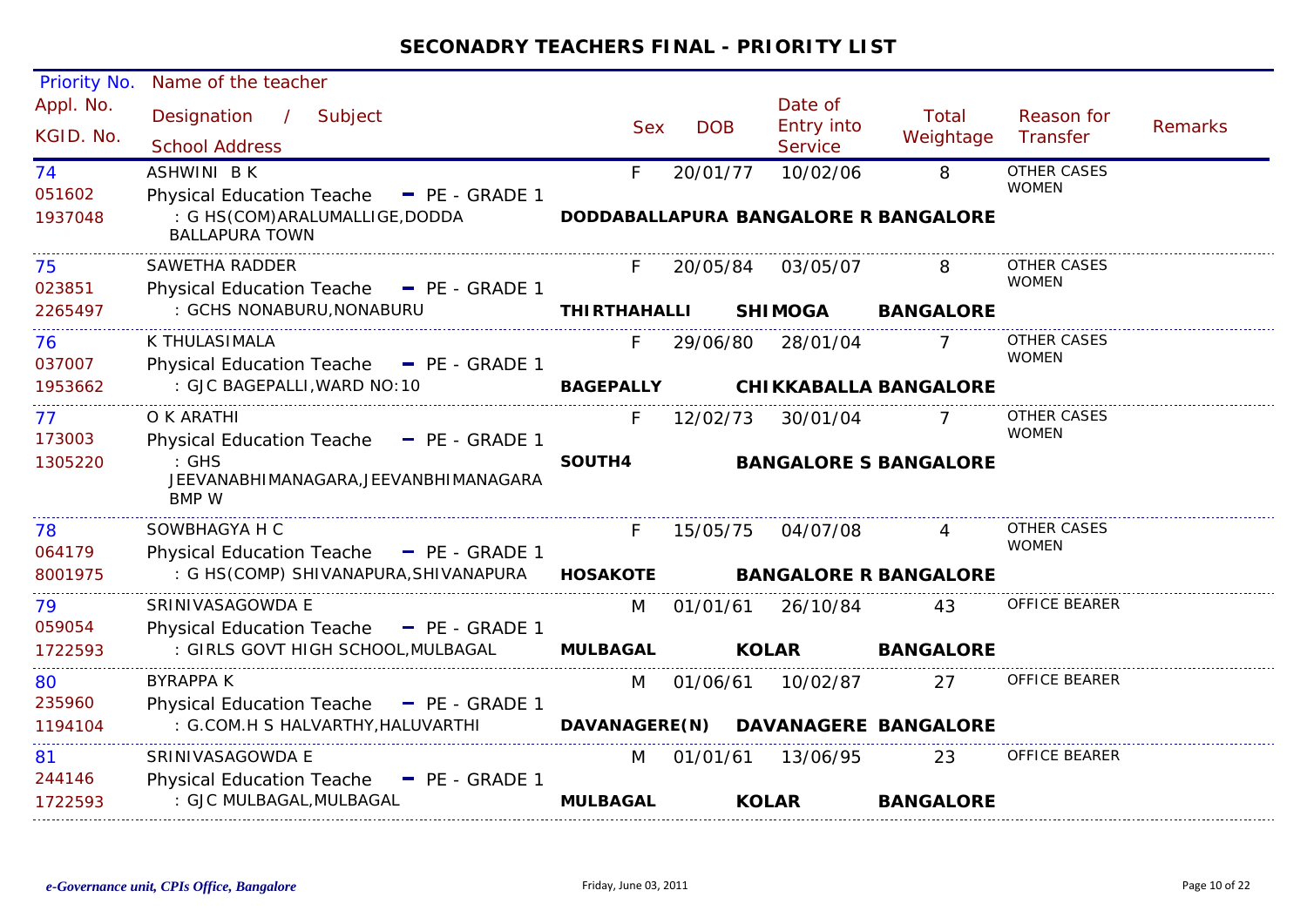## SECONADRY TEACHERS FINAL - PRIORITY LIST

| Priority No. / Appl. No. / KGID. No. | Name of the teacher / Designation / Subject / School Address | Sex | DOB | Date of Entry into Service | Total Weightage | Reason for Transfer | Remarks |
|---|---|---|---|---|---|---|---|
| 74<br>051602<br>1937048 | ASHWINI B K<br>Physical Education Teache - PE - GRADE 1<br>: G HS(COM)ARALUMALLIGE,DODDA BALLAPURA TOWN<br>**DODDABALLAPURA BANGALORE R BANGALORE** | F | 20/01/77 | 10/02/06 | 8 | OTHER CASES WOMEN | |
| 75<br>023851<br>2265497 | SAWETHA RADDER<br>Physical Education Teache - PE - GRADE 1<br>: GCHS NONABURU,NONABURU<br>**THIRTHAHALLI SHIMOGA BANGALORE** | F | 20/05/84 | 03/05/07 | 8 | OTHER CASES WOMEN | |
| 76<br>037007<br>1953662 | K THULASIMALA<br>Physical Education Teache - PE - GRADE 1<br>: GJC BAGEPALLI,WARD NO:10<br>**BAGEPALLY CHIKKABALLA BANGALORE** | F | 29/06/80 | 28/01/04 | 7 | OTHER CASES WOMEN | |
| 77<br>173003<br>1305220 | O K ARATHI<br>Physical Education Teache - PE - GRADE 1<br>: GHS JEEVANABHIMANAGARA,JEEVANBHIMANAGARA BMP W<br>**SOUTH4 BANGALORE S BANGALORE** | F | 12/02/73 | 30/01/04 | 7 | OTHER CASES WOMEN | |
| 78<br>064179<br>8001975 | SOWBHAGYA H C<br>Physical Education Teache - PE - GRADE 1<br>: G HS(COMP) SHIVANAPURA,SHIVANAPURA<br>**HOSAKOTE BANGALORE R BANGALORE** | F | 15/05/75 | 04/07/08 | 4 | OTHER CASES WOMEN | |
| 79<br>059054<br>1722593 | SRINIVASAGOWDA E<br>Physical Education Teache - PE - GRADE 1<br>: GIRLS GOVT HIGH SCHOOL,MULBAGAL<br>**MULBAGAL KOLAR BANGALORE** | M | 01/01/61 | 26/10/84 | 43 | OFFICE BEARER | |
| 80<br>235960<br>1194104 | BYRAPPA K<br>Physical Education Teache - PE - GRADE 1<br>: G.COM.H S HALVARTHY,HALUVARTHI<br>**DAVANAGERE(N) DAVANAGERE BANGALORE** | M | 01/06/61 | 10/02/87 | 27 | OFFICE BEARER | |
| 81<br>244146<br>1722593 | SRINIVASAGOWDA E<br>Physical Education Teache - PE - GRADE 1<br>: GJC MULBAGAL,MULBAGAL<br>**MULBAGAL KOLAR BANGALORE** | M | 01/01/61 | 13/06/95 | 23 | OFFICE BEARER | |

*e-Governance unit, CPIs Office, Bangalore* Friday, June 03, 2011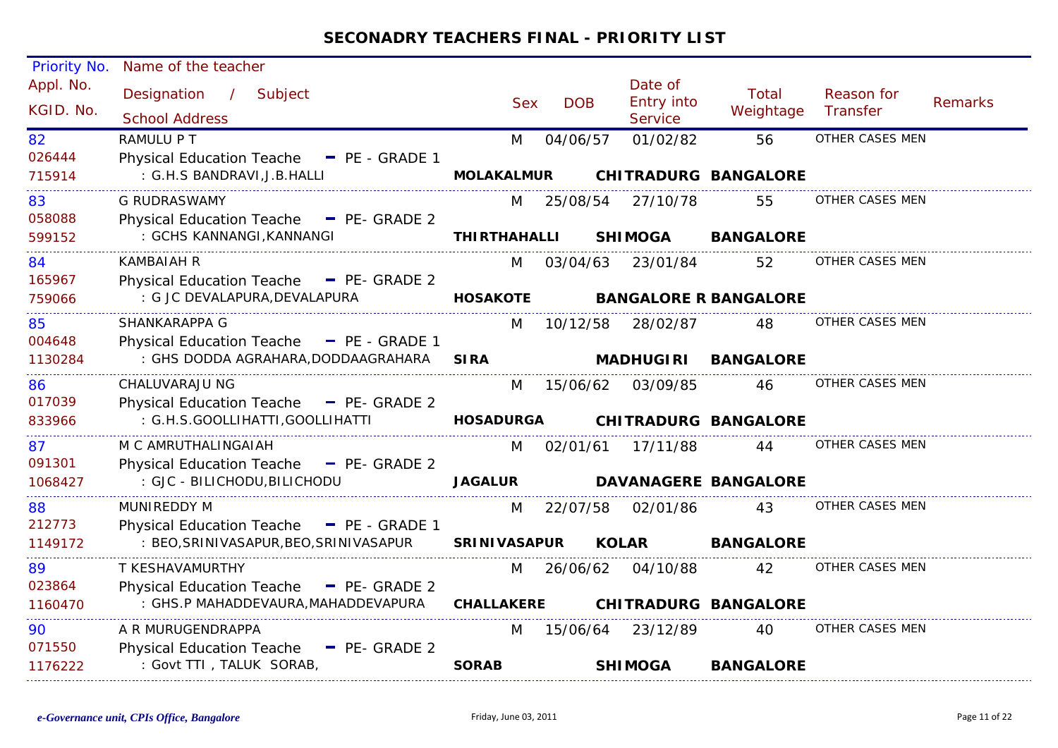## SECONADRY TEACHERS FINAL - PRIORITY LIST

| Priority No. / Appl. No. / KGID. No. | Name of the teacher / Designation / Subject / School Address | Sex | DOB | Date of Entry into Service | Total Weightage | Reason for Transfer | Remarks |
|---|---|---|---|---|---|---|---|
| 82 / 026444 / 715914 | RAMULU P T / Physical Education Teache - PE - GRADE 1 / : G.H.S BANDRAVI,J.B.HALLI / MOLAKALMUR CHITRADURG BANGALORE | M | 04/06/57 | 01/02/82 | 56 | OTHER CASES MEN | |
| 83 / 058088 / 599152 | G RUDRASWAMY / Physical Education Teache - PE- GRADE 2 / : GCHS KANNANGI,KANNANGI / THIRTHAHALLI SHIMOGA BANGALORE | M | 25/08/54 | 27/10/78 | 55 | OTHER CASES MEN | |
| 84 / 165967 / 759066 | KAMBAIAH R / Physical Education Teache - PE- GRADE 2 / : G JC DEVALAPURA,DEVALAPURA / HOSAKOTE BANGALORE R BANGALORE | M | 03/04/63 | 23/01/84 | 52 | OTHER CASES MEN | |
| 85 / 004648 / 1130284 | SHANKARAPPA G / Physical Education Teache - PE - GRADE 1 / : GHS DODDA AGRAHARA,DODDAAGRAHARA / SIRA MADHUGIRI BANGALORE | M | 10/12/58 | 28/02/87 | 48 | OTHER CASES MEN | |
| 86 / 017039 / 833966 | CHALUVARAJU NG / Physical Education Teache - PE- GRADE 2 / : G.H.S.GOOLLIHATTI,GOOLLIHATTI / HOSADURGA CHITRADURG BANGALORE | M | 15/06/62 | 03/09/85 | 46 | OTHER CASES MEN | |
| 87 / 091301 / 1068427 | M C AMRUTHALINGAIAH / Physical Education Teache - PE- GRADE 2 / : GJC - BILICHODU,BILICHODU / JAGALUR DAVANAGERE BANGALORE | M | 02/01/61 | 17/11/88 | 44 | OTHER CASES MEN | |
| 88 / 212773 / 1149172 | MUNIREDDY M / Physical Education Teache - PE - GRADE 1 / : BEO,SRINIVASAPUR,BEO,SRINIVASAPUR / SRINIVASAPUR KOLAR BANGALORE | M | 22/07/58 | 02/01/86 | 43 | OTHER CASES MEN | |
| 89 / 023864 / 1160470 | T KESHAVAMURTHY / Physical Education Teache - PE- GRADE 2 / : GHS.P MAHADDEVAURA,MAHADDEVAPURA / CHALLAKERE CHITRADURG BANGALORE | M | 26/06/62 | 04/10/88 | 42 | OTHER CASES MEN | |
| 90 / 071550 / 1176222 | A R MURUGENDRAPPA / Physical Education Teache - PE- GRADE 2 / : Govt TTI , TALUK SORAB, / SORAB SHIMOGA BANGALORE | M | 15/06/64 | 23/12/89 | 40 | OTHER CASES MEN | |

*e-Governance unit, CPIs Office, Bangalore* Friday, June 03, 2011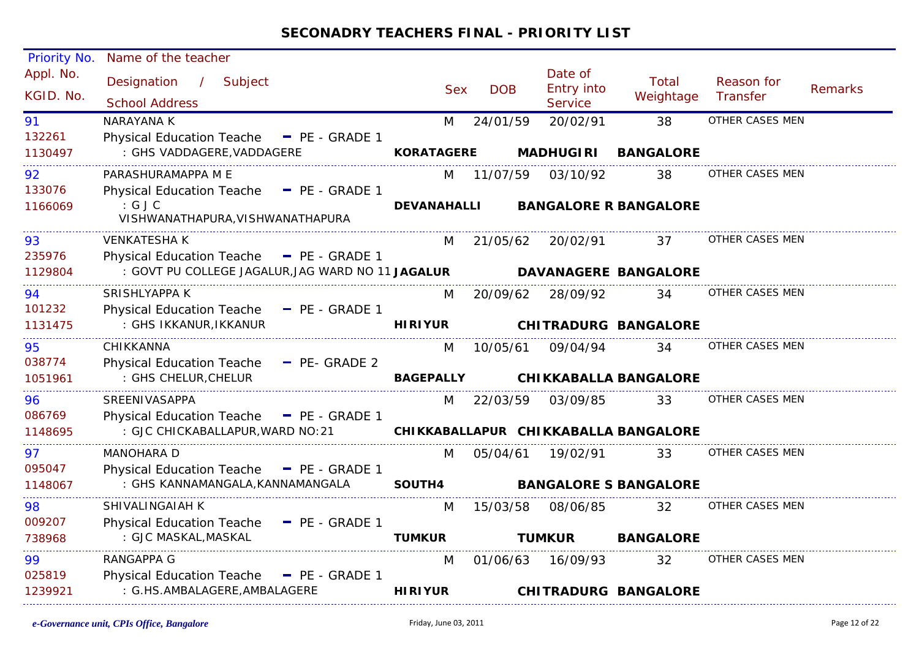## SECONADRY TEACHERS FINAL - PRIORITY LIST

| Priority No. / Appl. No. / KGID. No. | Name of the teacher / Designation / Subject / School Address | Sex | DOB | Date of Entry into Service | Total Weightage | Reason for Transfer | Remarks |
|---|---|---|---|---|---|---|---|
| 91 / 132261 / 1130497 | NARAYANA K / Physical Education Teache - PE - GRADE 1 / : GHS VADDAGERE,VADDAGERE **KORATAGERE MADHUGIRI BANGALORE** | M | 24/01/59 | 20/02/91 | 38 | OTHER CASES MEN | |
| 92 / 133076 / 1166069 | PARASHURAMAPPA M E / Physical Education Teache - PE - GRADE 1 / : G J C VISHWANATHAPURA,VISHWANATHAPURA **DEVANAHALLI BANGALORE R BANGALORE** | M | 11/07/59 | 03/10/92 | 38 | OTHER CASES MEN | |
| 93 / 235976 / 1129804 | VENKATESHA K / Physical Education Teache - PE - GRADE 1 / : GOVT PU COLLEGE JAGALUR,JAG WARD NO 11 **JAGALUR DAVANAGERE BANGALORE** | M | 21/05/62 | 20/02/91 | 37 | OTHER CASES MEN | |
| 94 / 101232 / 1131475 | SRISHLYAPPA K / Physical Education Teache - PE - GRADE 1 / : GHS IKKANUR,IKKANUR **HIRIYUR CHITRADURG BANGALORE** | M | 20/09/62 | 28/09/92 | 34 | OTHER CASES MEN | |
| 95 / 038774 / 1051961 | CHIKKANNA / Physical Education Teache - PE- GRADE 2 / : GHS CHELUR,CHELUR **BAGEPALLY CHIKKABALLA BANGALORE** | M | 10/05/61 | 09/04/94 | 34 | OTHER CASES MEN | |
| 96 / 086769 / 1148695 | SREENIVASAPPA / Physical Education Teache - PE - GRADE 1 / : GJC CHICKABALLAPUR,WARD NO:21 **CHIKKABALLAPUR CHIKKABALLA BANGALORE** | M | 22/03/59 | 03/09/85 | 33 | OTHER CASES MEN | |
| 97 / 095047 / 1148067 | MANOHARA D / Physical Education Teache - PE - GRADE 1 / : GHS KANNAMANGALA,KANNAMANGALA **SOUTH4 BANGALORE S BANGALORE** | M | 05/04/61 | 19/02/91 | 33 | OTHER CASES MEN | |
| 98 / 009207 / 738968 | SHIVALINGAIAH K / Physical Education Teache - PE - GRADE 1 / : GJC MASKAL,MASKAL **TUMKUR TUMKUR BANGALORE** | M | 15/03/58 | 08/06/85 | 32 | OTHER CASES MEN | |
| 99 / 025819 / 1239921 | RANGAPPA G / Physical Education Teache - PE - GRADE 1 / : G.HS.AMBALAGERE,AMBALAGERE **HIRIYUR CHITRADURG BANGALORE** | M | 01/06/63 | 16/09/93 | 32 | OTHER CASES MEN | |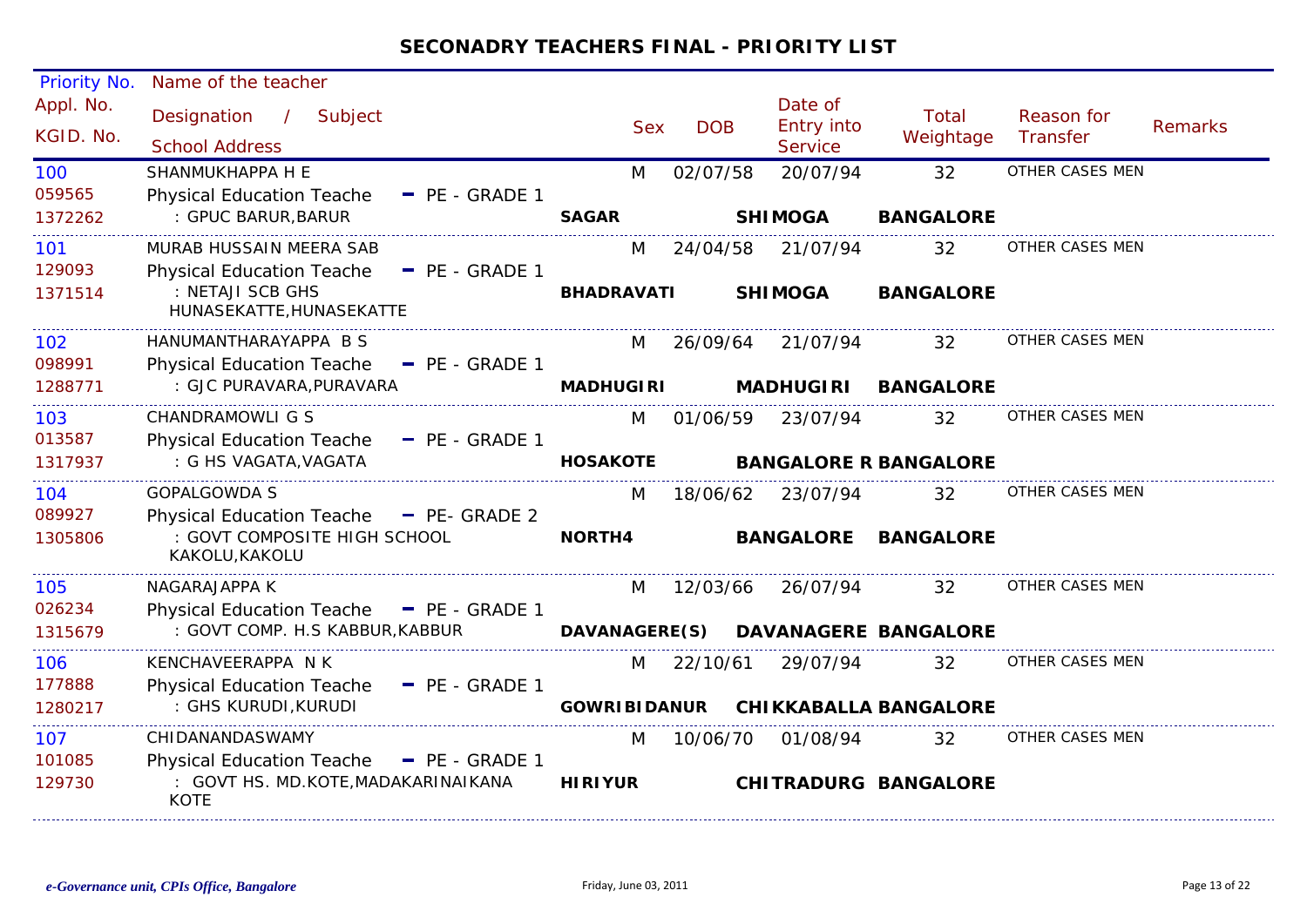## SECONADRY TEACHERS FINAL - PRIORITY LIST

| Priority No. / Appl. No. / KGID. No. | Name of the teacher / Designation / Subject / School Address | Sex | DOB | Date of Entry into Service | Total Weightage | Reason for Transfer | Remarks |
|---|---|---|---|---|---|---|---|
| 100 / 059565 / 1372262 | SHANMUKHAPPA H E / Physical Education Teache - PE - GRADE 1 / : GPUC BARUR,BARUR / SAGAR / SHIMOGA / BANGALORE | M | 02/07/58 | 20/07/94 | 32 | OTHER CASES MEN | |
| 101 / 129093 / 1371514 | MURAB HUSSAIN MEERA SAB / Physical Education Teache - PE - GRADE 1 / : NETAJI SCB GHS HUNASEKATTE,HUNASEKATTE / BHADRAVATI / SHIMOGA / BANGALORE | M | 24/04/58 | 21/07/94 | 32 | OTHER CASES MEN | |
| 102 / 098991 / 1288771 | HANUMANTHARAYAPPA B S / Physical Education Teache - PE - GRADE 1 / : GJC PURAVARA,PURAVARA / MADHUGIRI / MADHUGIRI / BANGALORE | M | 26/09/64 | 21/07/94 | 32 | OTHER CASES MEN | |
| 103 / 013587 / 1317937 | CHANDRAMOWLI G S / Physical Education Teache - PE - GRADE 1 / : G HS VAGATA,VAGATA / HOSAKOTE / BANGALORE R / BANGALORE | M | 01/06/59 | 23/07/94 | 32 | OTHER CASES MEN | |
| 104 / 089927 / 1305806 | GOPALGOWDA S / Physical Education Teache - PE- GRADE 2 / : GOVT COMPOSITE HIGH SCHOOL KAKOLU,KAKOLU / NORTH4 / BANGALORE / BANGALORE | M | 18/06/62 | 23/07/94 | 32 | OTHER CASES MEN | |
| 105 / 026234 / 1315679 | NAGARAJAPPA K / Physical Education Teache - PE - GRADE 1 / : GOVT COMP. H.S KABBUR,KABBUR / DAVANAGERE(S) / DAVANAGERE / BANGALORE | M | 12/03/66 | 26/07/94 | 32 | OTHER CASES MEN | |
| 106 / 177888 / 1280217 | KENCHAVEERAPPA N K / Physical Education Teache - PE - GRADE 1 / : GHS KURUDI,KURUDI / GOWRIBIDANUR / CHIKKABALLA / BANGALORE | M | 22/10/61 | 29/07/94 | 32 | OTHER CASES MEN | |
| 107 / 101085 / 129730 | CHIDANANDASWAMY / Physical Education Teache - PE - GRADE 1 / : GOVT HS. MD.KOTE,MADAKARINAIKANA KOTE / HIRIYUR / CHITRADURG / BANGALORE | M | 10/06/70 | 01/08/94 | 32 | OTHER CASES MEN | |

*e-Governance unit, CPIs Office, Bangalore*

Friday, June 03, 2011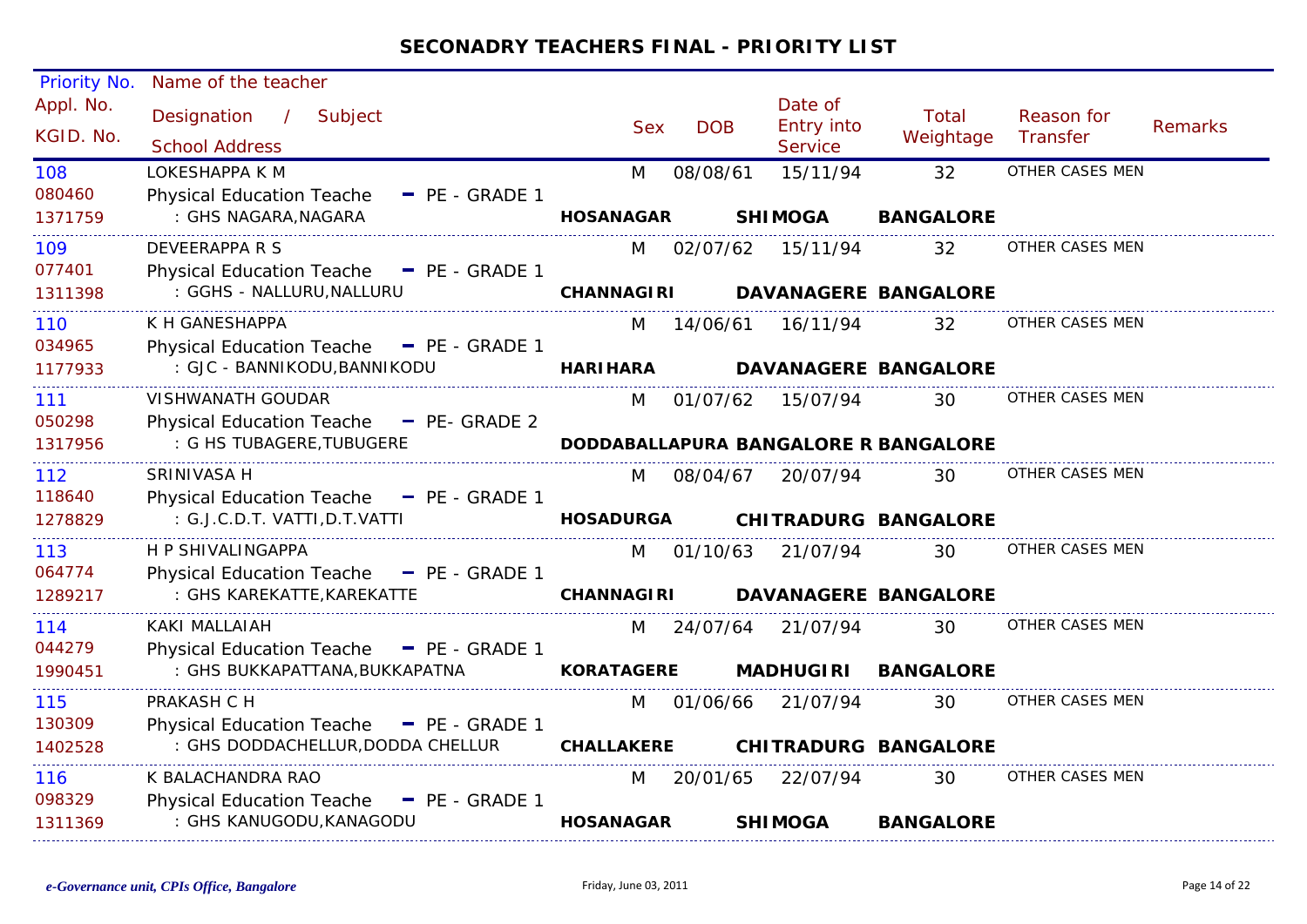## SECONADRY TEACHERS FINAL - PRIORITY LIST

| Priority No. / Appl. No. / KGID. No. | Name of the teacher / Designation / Subject / School Address | Sex | DOB | Date of Entry into Service | Total Weightage | Reason for Transfer | Remarks |
|---|---|---|---|---|---|---|---|
| 108 / 080460 / 1371759 | LOKESHAPPA K M / Physical Education Teache - PE - GRADE 1 / : GHS NAGARA,NAGARA / HOSANAGAR SHIMOGA BANGALORE | M | 08/08/61 | 15/11/94 | 32 | OTHER CASES MEN | |
| 109 / 077401 / 1311398 | DEVEERAPPA R S / Physical Education Teache - PE - GRADE 1 / : GGHS - NALLURU,NALLURU / CHANNAGIRI DAVANAGERE BANGALORE | M | 02/07/62 | 15/11/94 | 32 | OTHER CASES MEN | |
| 110 / 034965 / 1177933 | K H GANESHAPPA / Physical Education Teache - PE - GRADE 1 / : GJC - BANNIKODU,BANNIKODU / HARIHARA DAVANAGERE BANGALORE | M | 14/06/61 | 16/11/94 | 32 | OTHER CASES MEN | |
| 111 / 050298 / 1317956 | VISHWANATH GOUDAR / Physical Education Teache - PE- GRADE 2 / : G HS TUBAGERE,TUBUGERE / DODDABALLAPURA BANGALORE R BANGALORE | M | 01/07/62 | 15/07/94 | 30 | OTHER CASES MEN | |
| 112 / 118640 / 1278829 | SRINIVASA H / Physical Education Teache - PE - GRADE 1 / : G.J.C.D.T. VATTI,D.T.VATTI / HOSADURGA CHITRADURG BANGALORE | M | 08/04/67 | 20/07/94 | 30 | OTHER CASES MEN | |
| 113 / 064774 / 1289217 | H P SHIVALINGAPPA / Physical Education Teache - PE - GRADE 1 / : GHS KAREKATTE,KAREKATTE / CHANNAGIRI DAVANAGERE BANGALORE | M | 01/10/63 | 21/07/94 | 30 | OTHER CASES MEN | |
| 114 / 044279 / 1990451 | KAKI MALLAIAH / Physical Education Teache - PE - GRADE 1 / : GHS BUKKAPATTANA,BUKKAPATNA / KORATAGERE MADHUGIRI BANGALORE | M | 24/07/64 | 21/07/94 | 30 | OTHER CASES MEN | |
| 115 / 130309 / 1402528 | PRAKASH C H / Physical Education Teache - PE - GRADE 1 / : GHS DODDACHELLUR,DODDA CHELLUR / CHALLAKERE CHITRADURG BANGALORE | M | 01/06/66 | 21/07/94 | 30 | OTHER CASES MEN | |
| 116 / 098329 / 1311369 | K BALACHANDRA RAO / Physical Education Teache - PE - GRADE 1 / : GHS KANUGODU,KANAGODU / HOSANAGAR SHIMOGA BANGALORE | M | 20/01/65 | 22/07/94 | 30 | OTHER CASES MEN | |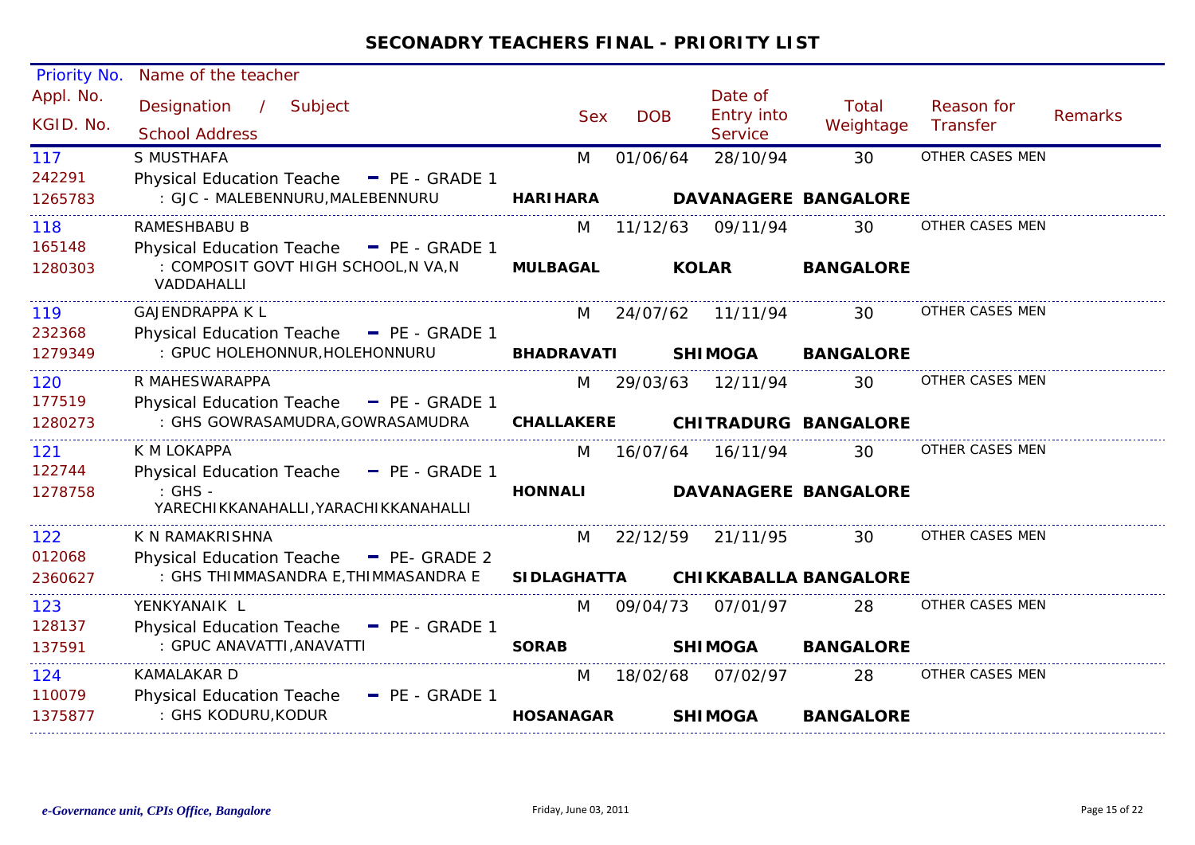## SECONADRY TEACHERS FINAL - PRIORITY LIST

| Priority No. / Appl. No. / KGID. No. | Name of the teacher / Designation / Subject / School Address | Sex | DOB | Date of Entry into Service | Total Weightage | Reason for Transfer | Remarks |
|---|---|---|---|---|---|---|---|
| 117<br>242291<br>1265783 | S MUSTHAFA<br>Physical Education Teache - PE - GRADE 1<br>: GJC - MALEBENNURU,MALEBENNURU<br>HARIHARA DAVANAGERE BANGALORE | M | 01/06/64 | 28/10/94 | 30 | OTHER CASES MEN | |
| 118<br>165148<br>1280303 | RAMESHBABU B<br>Physical Education Teache - PE - GRADE 1<br>: COMPOSIT GOVT HIGH SCHOOL,N VA,N VADDAHALLI<br>MULBAGAL KOLAR BANGALORE | M | 11/12/63 | 09/11/94 | 30 | OTHER CASES MEN | |
| 119<br>232368<br>1279349 | GAJENDRAPPA K L<br>Physical Education Teache - PE - GRADE 1<br>: GPUC HOLEHONNUR,HOLEHONNURU<br>BHADRAVATI SHIMOGA BANGALORE | M | 24/07/62 | 11/11/94 | 30 | OTHER CASES MEN | |
| 120<br>177519<br>1280273 | R MAHESWARAPPA<br>Physical Education Teache - PE - GRADE 1<br>: GHS GOWRASAMUDRA,GOWRASAMUDRA<br>CHALLAKERE CHITRADURG BANGALORE | M | 29/03/63 | 12/11/94 | 30 | OTHER CASES MEN | |
| 121<br>122744<br>1278758 | K M LOKAPPA<br>Physical Education Teache - PE - GRADE 1<br>: GHS - YARECHIKKANAHALLI,YARACHIKKANAHALLI<br>HONNALI DAVANAGERE BANGALORE | M | 16/07/64 | 16/11/94 | 30 | OTHER CASES MEN | |
| 122<br>012068<br>2360627 | K N RAMAKRISHNA<br>Physical Education Teache - PE- GRADE 2<br>: GHS THIMMASANDRA E,THIMMASANDRA E<br>SIDLAGHATTA CHIKKABALLA BANGALORE | M | 22/12/59 | 21/11/95 | 30 | OTHER CASES MEN | |
| 123<br>128137<br>137591 | YENKYANAIK L<br>Physical Education Teache - PE - GRADE 1<br>: GPUC ANAVATTI,ANAVATTI<br>SORAB SHIMOGA BANGALORE | M | 09/04/73 | 07/01/97 | 28 | OTHER CASES MEN | |
| 124<br>110079<br>1375877 | KAMALAKAR D<br>Physical Education Teache - PE - GRADE 1<br>: GHS KODURU,KODUR<br>HOSANAGAR SHIMOGA BANGALORE | M | 18/02/68 | 07/02/97 | 28 | OTHER CASES MEN | |

*e-Governance unit, CPIs Office, Bangalore* Friday, June 03, 2011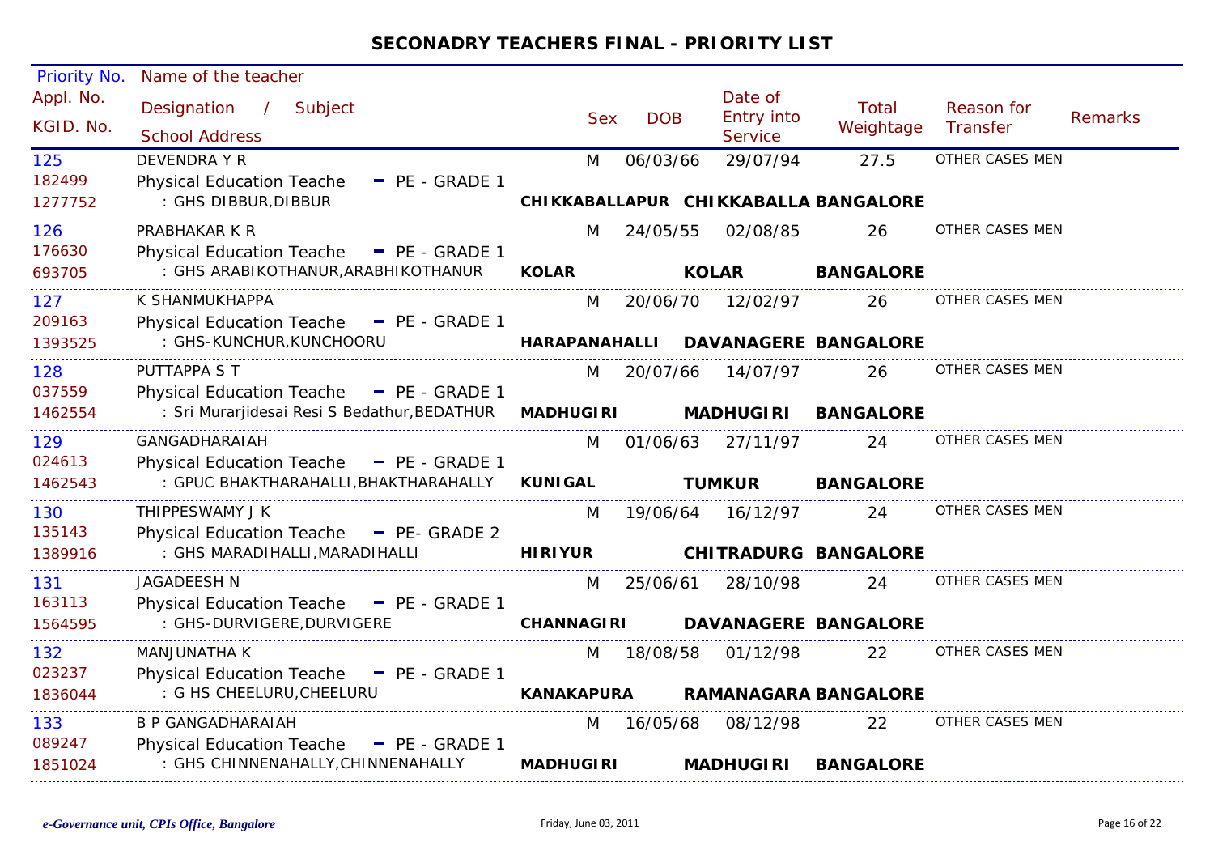# SECONADRY TEACHERS FINAL - PRIORITY LIST

| Priority No. / Appl. No. / KGID. No. | Name of the teacher / Designation / Subject / School Address | Sex | DOB | Date of Entry into Service | Total Weightage | Reason for Transfer | Remarks |
|---|---|---|---|---|---|---|---|
| 125 / 182499 / 1277752 | DEVENDRA Y R / Physical Education Teache - PE - GRADE 1 / : GHS DIBBUR,DIBBUR / CHIKKABALLAPUR CHIKKABALLA BANGALORE | M | 06/03/66 | 29/07/94 | 27.5 | OTHER CASES MEN | |
| 126 / 176630 / 693705 | PRABHAKAR K R / Physical Education Teache - PE - GRADE 1 / : GHS ARABIKOTHANUR,ARABHIKOTHANUR / KOLAR KOLAR BANGALORE | M | 24/05/55 | 02/08/85 | 26 | OTHER CASES MEN | |
| 127 / 209163 / 1393525 | K SHANMUKHAPPA / Physical Education Teache - PE - GRADE 1 / : GHS-KUNCHUR,KUNCHOORU / HARAPANAHALLI DAVANAGERE BANGALORE | M | 20/06/70 | 12/02/97 | 26 | OTHER CASES MEN | |
| 128 / 037559 / 1462554 | PUTTAPPA S T / Physical Education Teache - PE - GRADE 1 / : Sri Murarjidesai Resi S Bedathur,BEDATHUR / MADHUGIRI MADHUGIRI BANGALORE | M | 20/07/66 | 14/07/97 | 26 | OTHER CASES MEN | |
| 129 / 024613 / 1462543 | GANGADHARAIAH / Physical Education Teache - PE - GRADE 1 / : GPUC BHAKTHARAHALLI,BHAKTHARAHALLY / KUNIGAL TUMKUR BANGALORE | M | 01/06/63 | 27/11/97 | 24 | OTHER CASES MEN | |
| 130 / 135143 / 1389916 | THIPPESWAMY J K / Physical Education Teache - PE- GRADE 2 / : GHS MARADIHALLI,MARADIHALLI / HIRIYUR CHITRADURG BANGALORE | M | 19/06/64 | 16/12/97 | 24 | OTHER CASES MEN | |
| 131 / 163113 / 1564595 | JAGADEESH N / Physical Education Teache - PE - GRADE 1 / : GHS-DURVIGERE,DURVIGERE / CHANNAGIRI DAVANAGERE BANGALORE | M | 25/06/61 | 28/10/98 | 24 | OTHER CASES MEN | |
| 132 / 023237 / 1836044 | MANJUNATHA K / Physical Education Teache - PE - GRADE 1 / : G HS CHEELURU,CHEELURU / KANAKAPURA RAMANAGARA BANGALORE | M | 18/08/58 | 01/12/98 | 22 | OTHER CASES MEN | |
| 133 / 089247 / 1851024 | B P GANGADHARAIAH / Physical Education Teache - PE - GRADE 1 / : GHS CHINNENAHALLY,CHINNENAHALLY / MADHUGIRI MADHUGIRI BANGALORE | M | 16/05/68 | 08/12/98 | 22 | OTHER CASES MEN | |

*e-Governance unit, CPIs Office, Bangalore*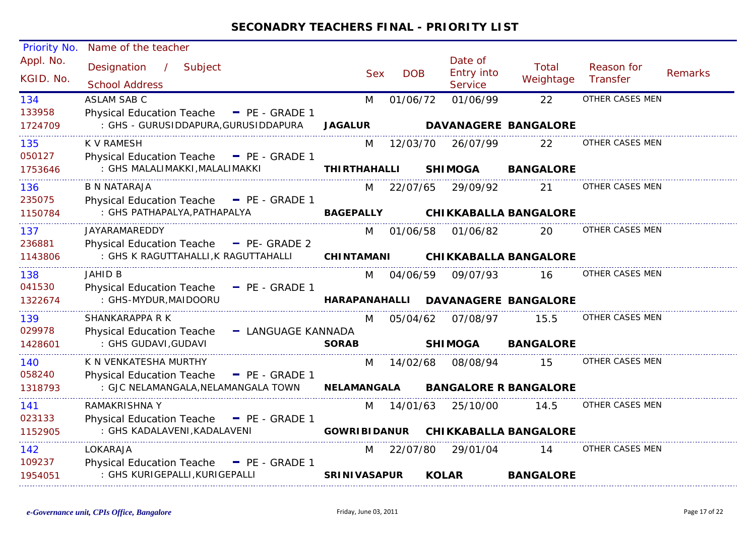# SECONADRY TEACHERS FINAL - PRIORITY LIST

| Priority No. / Appl. No. / KGID. No. | Name of the teacher / Designation / Subject / School Address | | | Sex | DOB | Date of Entry into Service | Total Weightage | Reason for Transfer | Remarks |
|---|---|---|---|---|---|---|---|---|---|
| 134 | ASLAM SAB C | | | M | 01/06/72 | 01/06/99 | 22 | OTHER CASES MEN | |
| 133958 | Physical Education Teache - PE - GRADE 1 | | | | | | | | |
| 1724709 | : GHS - GURUSIDDAPURA,GURUSIDDAPURA | **JAGALUR** | **DAVANAGERE** | **BANGALORE** | | | | | |
| 135 | K V RAMESH | | | M | 12/03/70 | 26/07/99 | 22 | OTHER CASES MEN | |
| 050127 | Physical Education Teache - PE - GRADE 1 | | | | | | | | |
| 1753646 | : GHS MALALIMAKKI,MALALIMAKKI | **THIRTHAHALLI** | **SHIMOGA** | **BANGALORE** | | | | | |
| 136 | B N NATARAJA | | | M | 22/07/65 | 29/09/92 | 21 | OTHER CASES MEN | |
| 235075 | Physical Education Teache - PE - GRADE 1 | | | | | | | | |
| 1150784 | : GHS PATHAPALYA,PATHAPALYA | **BAGEPALLY** | **CHIKKABALLA** | **BANGALORE** | | | | | |
| 137 | JAYARAMAREDDY | | | M | 01/06/58 | 01/06/82 | 20 | OTHER CASES MEN | |
| 236881 | Physical Education Teache - PE- GRADE 2 | | | | | | | | |
| 1143806 | : GHS K RAGUTTAHALLI,K RAGUTTAHALLI | **CHINTAMANI** | **CHIKKABALLA** | **BANGALORE** | | | | | |
| 138 | JAHID B | | | M | 04/06/59 | 09/07/93 | 16 | OTHER CASES MEN | |
| 041530 | Physical Education Teache - PE - GRADE 1 | | | | | | | | |
| 1322674 | : GHS-MYDUR,MAIDOORU | **HARAPANAHALLI** | **DAVANAGERE** | **BANGALORE** | | | | | |
| 139 | SHANKARAPPA R K | | | M | 05/04/62 | 07/08/97 | 15.5 | OTHER CASES MEN | |
| 029978 | Physical Education Teache - LANGUAGE KANNADA | | | | | | | | |
| 1428601 | : GHS GUDAVI,GUDAVI | **SORAB** | **SHIMOGA** | **BANGALORE** | | | | | |
| 140 | K N VENKATESHA MURTHY | | | M | 14/02/68 | 08/08/94 | 15 | OTHER CASES MEN | |
| 058240 | Physical Education Teache - PE - GRADE 1 | | | | | | | | |
| 1318793 | : GJC NELAMANGALA,NELAMANGALA TOWN | **NELAMANGALA** | **BANGALORE R** | **BANGALORE** | | | | | |
| 141 | RAMAKRISHNA Y | | | M | 14/01/63 | 25/10/00 | 14.5 | OTHER CASES MEN | |
| 023133 | Physical Education Teache - PE - GRADE 1 | | | | | | | | |
| 1152905 | : GHS KADALAVENI,KADALAVENI | **GOWRIBIDANUR** | **CHIKKABALLA** | **BANGALORE** | | | | | |
| 142 | LOKARAJA | | | M | 22/07/80 | 29/01/04 | 14 | OTHER CASES MEN | |
| 109237 | Physical Education Teache - PE - GRADE 1 | | | | | | | | |
| 1954051 | : GHS KURIGEPALLI,KURIGEPALLI | **SRINIVASAPUR** | **KOLAR** | **BANGALORE** | | | | | |

*e-Governance unit, CPIs Office, Bangalore* Friday, June 03, 2011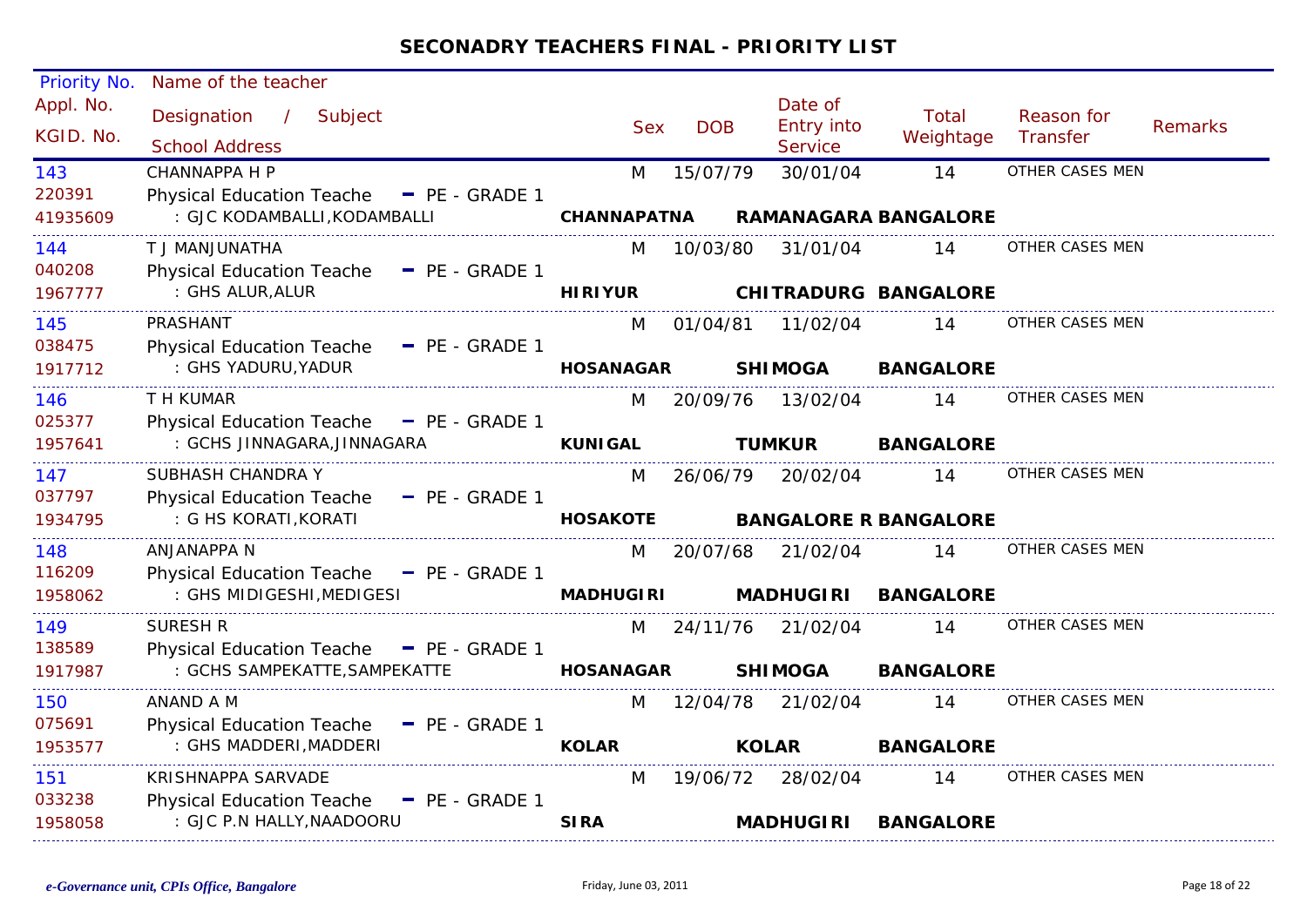## SECONADRY TEACHERS FINAL - PRIORITY LIST

| Priority No. / Appl. No. / KGID. No. | Name of the teacher / Designation / Subject / School Address | | | Sex | DOB | Date of Entry into Service | Total Weightage | Reason for Transfer | Remarks |
|---|---|---|---|---|---|---|---|---|---|
| 143 | CHANNAPPA H P | | | M | 15/07/79 | 30/01/04 | 14 | OTHER CASES MEN | |
| 220391 | Physical Education Teache - PE - GRADE 1 | | | | | | | | |
| 41935609 | : GJC KODAMBALLI,KODAMBALLI | **CHANNAPATNA** | **RAMANAGARA** | **BANGALORE** | | | | | |
| 144 | T J MANJUNATHA | | | M | 10/03/80 | 31/01/04 | 14 | OTHER CASES MEN | |
| 040208 | Physical Education Teache - PE - GRADE 1 | | | | | | | | |
| 1967777 | : GHS ALUR,ALUR | **HIRIYUR** | **CHITRADURG** | **BANGALORE** | | | | | |
| 145 | PRASHANT | | | M | 01/04/81 | 11/02/04 | 14 | OTHER CASES MEN | |
| 038475 | Physical Education Teache - PE - GRADE 1 | | | | | | | | |
| 1917712 | : GHS YADURU,YADUR | **HOSANAGAR** | **SHIMOGA** | **BANGALORE** | | | | | |
| 146 | T H KUMAR | | | M | 20/09/76 | 13/02/04 | 14 | OTHER CASES MEN | |
| 025377 | Physical Education Teache - PE - GRADE 1 | | | | | | | | |
| 1957641 | : GCHS JINNAGARA,JINNAGARA | **KUNIGAL** | **TUMKUR** | **BANGALORE** | | | | | |
| 147 | SUBHASH CHANDRA Y | | | M | 26/06/79 | 20/02/04 | 14 | OTHER CASES MEN | |
| 037797 | Physical Education Teache - PE - GRADE 1 | | | | | | | | |
| 1934795 | : G HS KORATI,KORATI | **HOSAKOTE** | **BANGALORE R** | **BANGALORE** | | | | | |
| 148 | ANJANAPPA N | | | M | 20/07/68 | 21/02/04 | 14 | OTHER CASES MEN | |
| 116209 | Physical Education Teache - PE - GRADE 1 | | | | | | | | |
| 1958062 | : GHS MIDIGESHI,MEDIGESI | **MADHUGIRI** | **MADHUGIRI** | **BANGALORE** | | | | | |
| 149 | SURESH R | | | M | 24/11/76 | 21/02/04 | 14 | OTHER CASES MEN | |
| 138589 | Physical Education Teache - PE - GRADE 1 | | | | | | | | |
| 1917987 | : GCHS SAMPEKATTE,SAMPEKATTE | **HOSANAGAR** | **SHIMOGA** | **BANGALORE** | | | | | |
| 150 | ANAND A M | | | M | 12/04/78 | 21/02/04 | 14 | OTHER CASES MEN | |
| 075691 | Physical Education Teache - PE - GRADE 1 | | | | | | | | |
| 1953577 | : GHS MADDERI,MADDERI | **KOLAR** | **KOLAR** | **BANGALORE** | | | | | |
| 151 | KRISHNAPPA SARVADE | | | M | 19/06/72 | 28/02/04 | 14 | OTHER CASES MEN | |
| 033238 | Physical Education Teache - PE - GRADE 1 | | | | | | | | |
| 1958058 | : GJC P.N HALLY,NAADOORU | **SIRA** | **MADHUGIRI** | **BANGALORE** | | | | | |

*e-Governance unit, CPIs Office, Bangalore* — Friday, June 03, 2011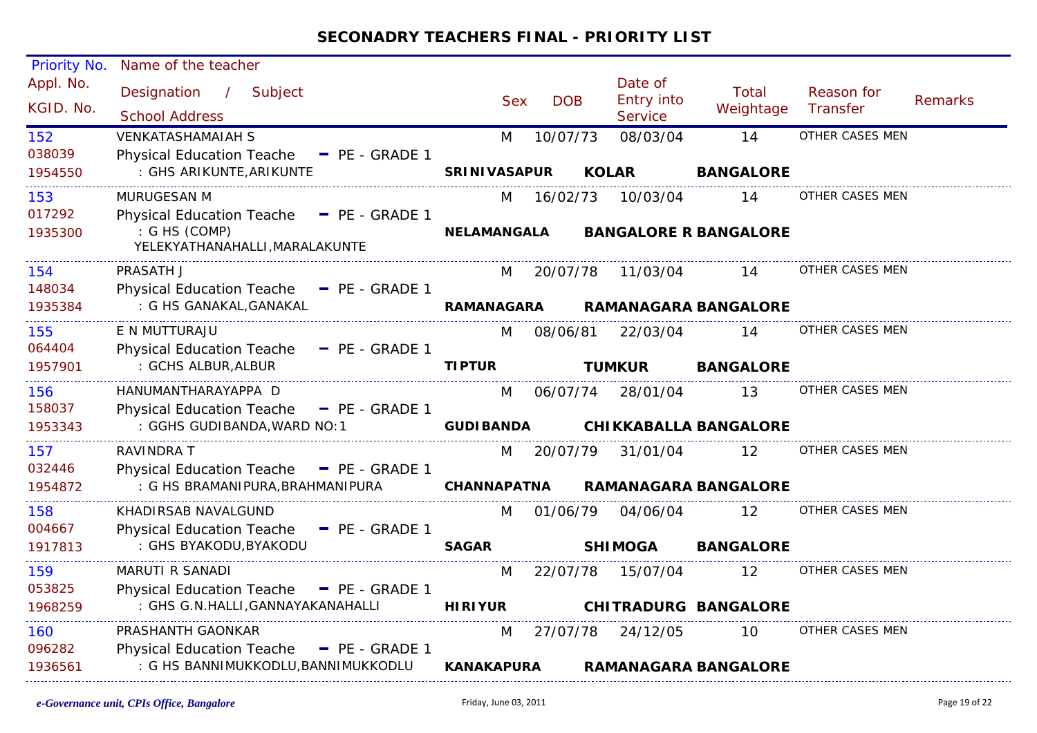## SECONADRY TEACHERS FINAL - PRIORITY LIST

| Priority No. / Appl. No. / KGID. No. | Name of the teacher / Designation / Subject / School Address | Sex | DOB | Date of Entry into Service | Total Weightage | Reason for Transfer | Remarks |
|---|---|---|---|---|---|---|---|
| 152 / 038039 / 1954550 | VENKATASHAMAIAH S / Physical Education Teache - PE - GRADE 1 / : GHS ARIKUNTE,ARIKUNTE / SRINIVASAPUR KOLAR BANGALORE | M | 10/07/73 | 08/03/04 | 14 | OTHER CASES MEN | |
| 153 / 017292 / 1935300 | MURUGESAN M / Physical Education Teache - PE - GRADE 1 / : G HS (COMP) YELEKYATHANAHALLI,MARALAKUNTE / NELAMANGALA BANGALORE R BANGALORE | M | 16/02/73 | 10/03/04 | 14 | OTHER CASES MEN | |
| 154 / 148034 / 1935384 | PRASATH J / Physical Education Teache - PE - GRADE 1 / : G HS GANAKAL,GANAKAL / RAMANAGARA RAMANAGARA BANGALORE | M | 20/07/78 | 11/03/04 | 14 | OTHER CASES MEN | |
| 155 / 064404 / 1957901 | E N MUTTURAJU / Physical Education Teache - PE - GRADE 1 / : GCHS ALBUR,ALBUR / TIPTUR TUMKUR BANGALORE | M | 08/06/81 | 22/03/04 | 14 | OTHER CASES MEN | |
| 156 / 158037 / 1953343 | HANUMANTHARAYAPPA D / Physical Education Teache - PE - GRADE 1 / : GGHS GUDIBANDA,WARD NO:1 / GUDIBANDA CHIKKABALLA BANGALORE | M | 06/07/74 | 28/01/04 | 13 | OTHER CASES MEN | |
| 157 / 032446 / 1954872 | RAVINDRA T / Physical Education Teache - PE - GRADE 1 / : G HS BRAMANIPURA,BRAHMANIPURA / CHANNAPATNA RAMANAGARA BANGALORE | M | 20/07/79 | 31/01/04 | 12 | OTHER CASES MEN | |
| 158 / 004667 / 1917813 | KHADIRSAB NAVALGUND / Physical Education Teache - PE - GRADE 1 / : GHS BYAKODU,BYAKODU / SAGAR SHIMOGA BANGALORE | M | 01/06/79 | 04/06/04 | 12 | OTHER CASES MEN | |
| 159 / 053825 / 1968259 | MARUTI R SANADI / Physical Education Teache - PE - GRADE 1 / : GHS G.N.HALLI,GANNAYAKANAHALLI / HIRIYUR CHITRADURG BANGALORE | M | 22/07/78 | 15/07/04 | 12 | OTHER CASES MEN | |
| 160 / 096282 / 1936561 | PRASHANTH GAONKAR / Physical Education Teache - PE - GRADE 1 / : G HS BANNIMUKKODLU,BANNIMUKKODLU / KANAKAPURA RAMANAGARA BANGALORE | M | 27/07/78 | 24/12/05 | 10 | OTHER CASES MEN | |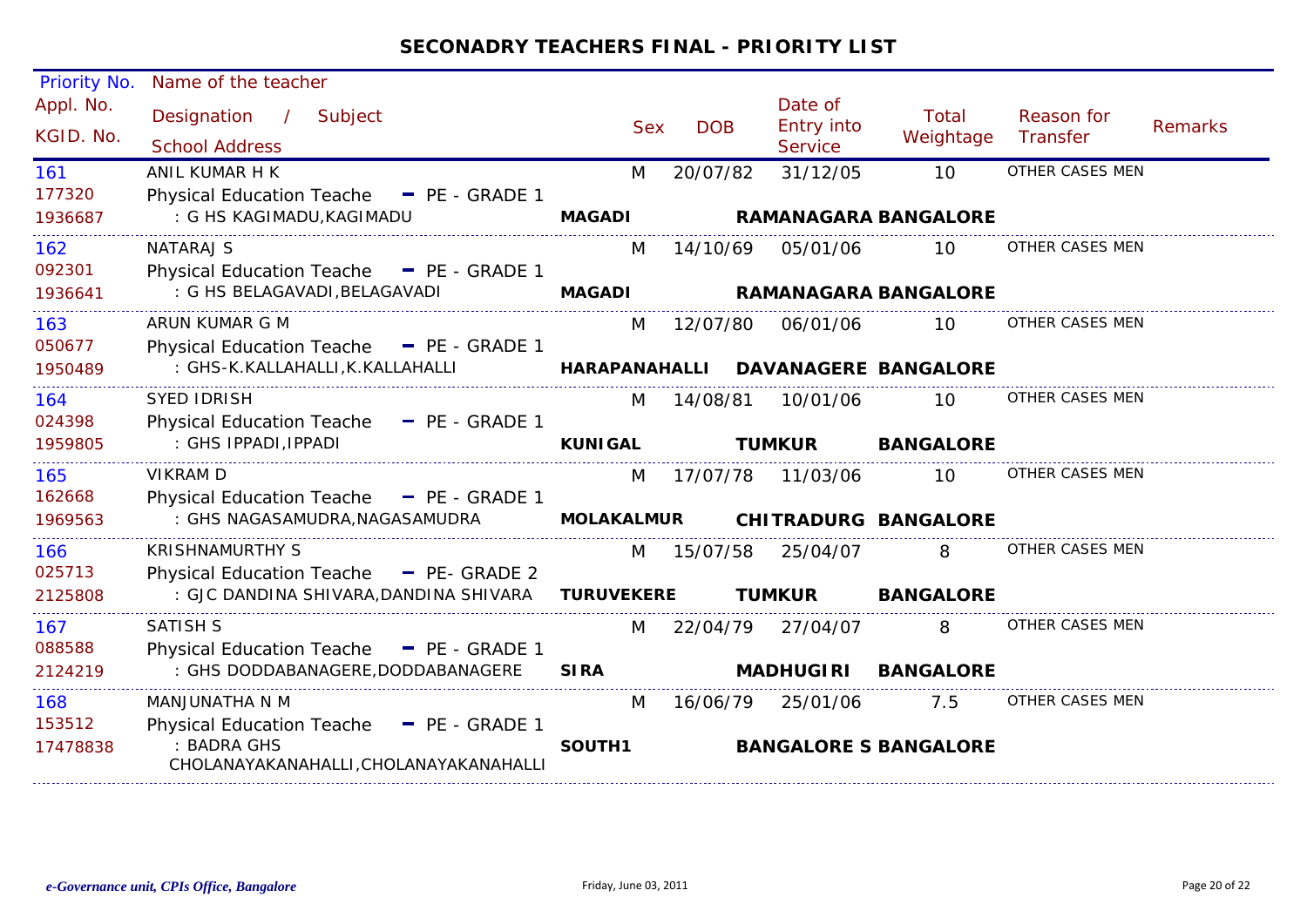## SECONADRY TEACHERS FINAL - PRIORITY LIST

| Priority No. / Appl. No. / KGID. No. | Name of the teacher / Designation / Subject / School Address | Sex | DOB | Date of Entry into Service | Total Weightage | Reason for Transfer | Remarks |
|---|---|---|---|---|---|---|---|
| 161 / 177320 / 1936687 | ANIL KUMAR H K / Physical Education Teache - PE - GRADE 1 / : G HS KAGIMADU,KAGIMADU / MAGADI RAMANAGARA BANGALORE | M | 20/07/82 | 31/12/05 | 10 | OTHER CASES MEN | |
| 162 / 092301 / 1936641 | NATARAJ S / Physical Education Teache - PE - GRADE 1 / : G HS BELAGAVADI,BELAGAVADI / MAGADI RAMANAGARA BANGALORE | M | 14/10/69 | 05/01/06 | 10 | OTHER CASES MEN | |
| 163 / 050677 / 1950489 | ARUN KUMAR G M / Physical Education Teache - PE - GRADE 1 / : GHS-K.KALLAHALLI,K.KALLAHALLI / HARAPANAHALLI DAVANAGERE BANGALORE | M | 12/07/80 | 06/01/06 | 10 | OTHER CASES MEN | |
| 164 / 024398 / 1959805 | SYED IDRISH / Physical Education Teache - PE - GRADE 1 / : GHS IPPADI,IPPADI / KUNIGAL TUMKUR BANGALORE | M | 14/08/81 | 10/01/06 | 10 | OTHER CASES MEN | |
| 165 / 162668 / 1969563 | VIKRAM D / Physical Education Teache - PE - GRADE 1 / : GHS NAGASAMUDRA,NAGASAMUDRA / MOLAKALMUR CHITRADURG BANGALORE | M | 17/07/78 | 11/03/06 | 10 | OTHER CASES MEN | |
| 166 / 025713 / 2125808 | KRISHNAMURTHY S / Physical Education Teache - PE- GRADE 2 / : GJC DANDINA SHIVARA,DANDINA SHIVARA / TURUVEKERE TUMKUR BANGALORE | M | 15/07/58 | 25/04/07 | 8 | OTHER CASES MEN | |
| 167 / 088588 / 2124219 | SATISH S / Physical Education Teache - PE - GRADE 1 / : GHS DODDABANAGERE,DODDABANAGERE / SIRA MADHUGIRI BANGALORE | M | 22/04/79 | 27/04/07 | 8 | OTHER CASES MEN | |
| 168 / 153512 / 17478838 | MANJUNATHA N M / Physical Education Teache - PE - GRADE 1 / : BADRA GHS CHOLANAYAKANAHALLI,CHOLANAYAKANAHALLI / SOUTH1 BANGALORE S BANGALORE | M | 16/06/79 | 25/01/06 | 7.5 | OTHER CASES MEN | |

*e-Governance unit, CPIs Office, Bangalore* Friday, June 03, 2011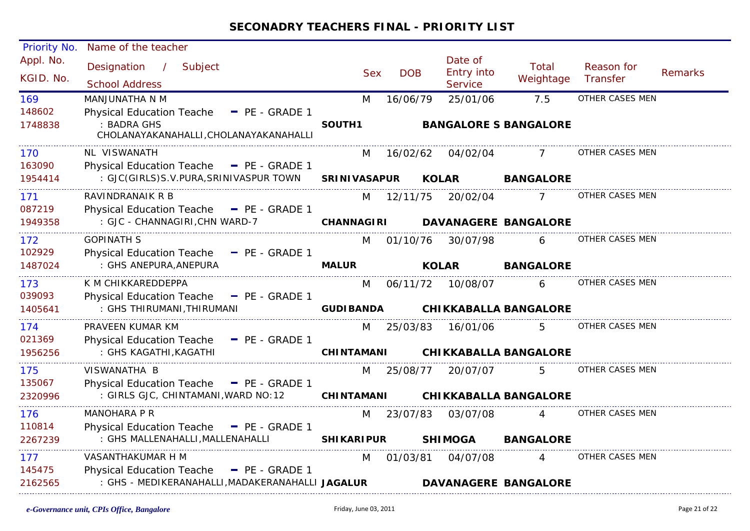## SECONADRY TEACHERS FINAL - PRIORITY LIST

| Priority No. / Appl. No. / KGID. No. | Name of the teacher / Designation / Subject / School Address | | | | Sex | DOB | Date of Entry into Service | Total Weightage | Reason for Transfer | Remarks |
|---|---|---|---|---|---|---|---|---|---|---|
| 169<br>148602<br>1748838 | MANJUNATHA N M<br>Physical Education Teache - PE - GRADE 1<br>: BADRA GHS CHOLANAYAKANAHALLI,CHOLANAYAKANAHALLI | **SOUTH1** | **BANGALORE S** | **BANGALORE** | M | 16/06/79 | 25/01/06 | 7.5 | OTHER CASES MEN | |
| 170<br>163090<br>1954414 | NL VISWANATH<br>Physical Education Teache - PE - GRADE 1<br>: GJC(GIRLS)S.V.PURA,SRINIVASPUR TOWN | **SRINIVASAPUR** | **KOLAR** | **BANGALORE** | M | 16/02/62 | 04/02/04 | 7 | OTHER CASES MEN | |
| 171<br>087219<br>1949358 | RAVINDRANAIK R B<br>Physical Education Teache - PE - GRADE 1<br>: GJC - CHANNAGIRI,CHN WARD-7 | **CHANNAGIRI** | **DAVANAGERE** | **BANGALORE** | M | 12/11/75 | 20/02/04 | 7 | OTHER CASES MEN | |
| 172<br>102929<br>1487024 | GOPINATH S<br>Physical Education Teache - PE - GRADE 1<br>: GHS ANEPURA,ANEPURA | **MALUR** | **KOLAR** | **BANGALORE** | M | 01/10/76 | 30/07/98 | 6 | OTHER CASES MEN | |
| 173<br>039093<br>1405641 | K M CHIKKAREDDEPPA<br>Physical Education Teache - PE - GRADE 1<br>: GHS THIRUMANI,THIRUMANI | **GUDIBANDA** | **CHIKKABALLA** | **BANGALORE** | M | 06/11/72 | 10/08/07 | 6 | OTHER CASES MEN | |
| 174<br>021369<br>1956256 | PRAVEEN KUMAR KM<br>Physical Education Teache - PE - GRADE 1<br>: GHS KAGATHI,KAGATHI | **CHINTAMANI** | **CHIKKABALLA** | **BANGALORE** | M | 25/03/83 | 16/01/06 | 5 | OTHER CASES MEN | |
| 175<br>135067<br>2320996 | VISWANATHA B<br>Physical Education Teache - PE - GRADE 1<br>: GIRLS GJC, CHINTAMANI,WARD NO:12 | **CHINTAMANI** | **CHIKKABALLA** | **BANGALORE** | M | 25/08/77 | 20/07/07 | 5 | OTHER CASES MEN | |
| 176<br>110814<br>2267239 | MANOHARA P R<br>Physical Education Teache - PE - GRADE 1<br>: GHS MALLENAHALLI,MALLENAHALLI | **SHIKARIPUR** | **SHIMOGA** | **BANGALORE** | M | 23/07/83 | 03/07/08 | 4 | OTHER CASES MEN | |
| 177<br>145475<br>2162565 | VASANTHAKUMAR H M<br>Physical Education Teache - PE - GRADE 1<br>: GHS - MEDIKERANAHALLI,MADAKERANAHALLI | **JAGALUR** | **DAVANAGERE** | **BANGALORE** | M | 01/03/81 | 04/07/08 | 4 | OTHER CASES MEN | |

*e-Governance unit, CPIs Office, Bangalore* Friday, June 03, 2011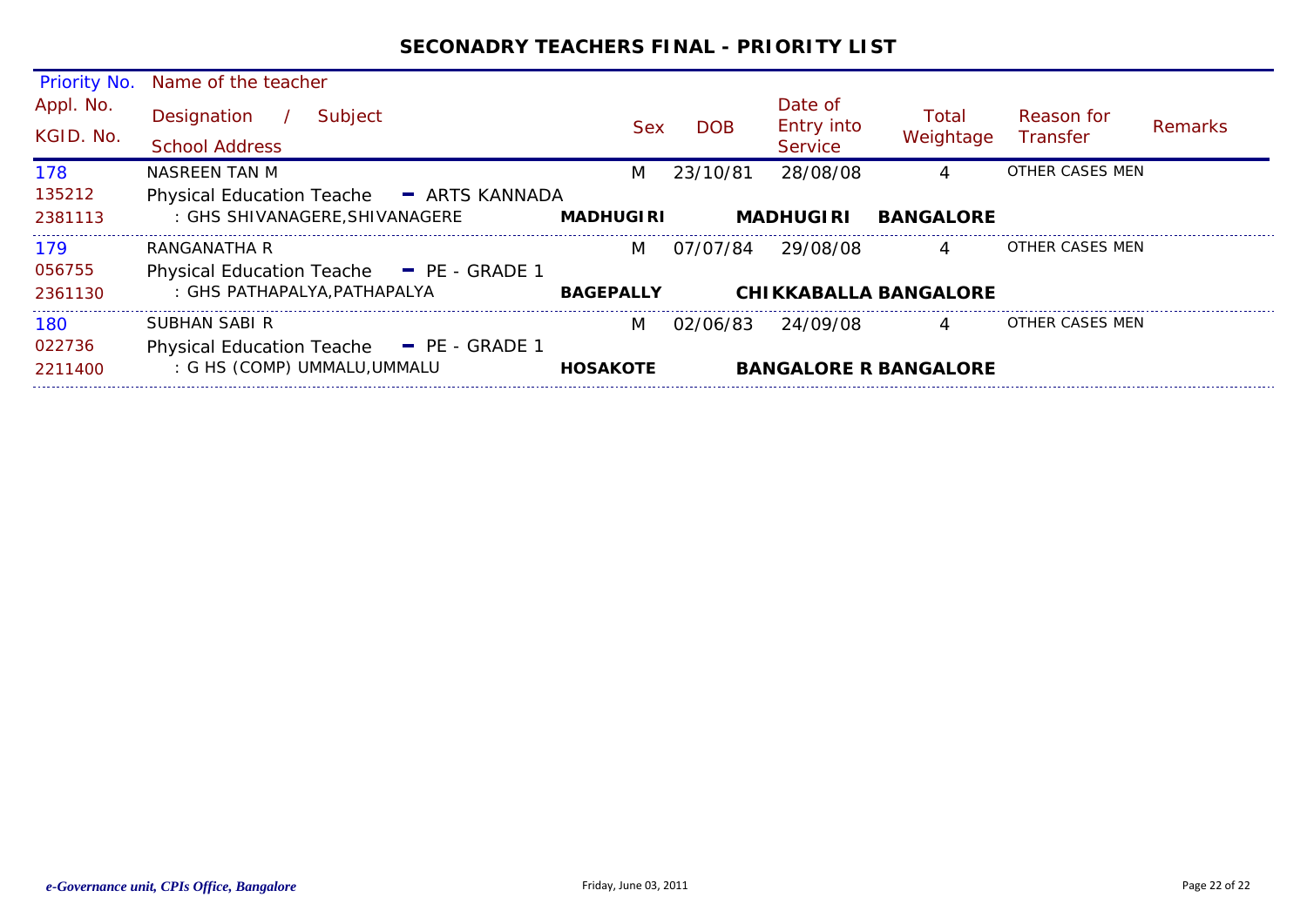## SECONADRY TEACHERS FINAL - PRIORITY LIST

| Priority No. / Appl. No. / KGID. No. | Name of the teacher / Designation / Subject / School Address | Sex | DOB | Date of Entry into Service | Total Weightage | Reason for Transfer | Remarks |
|---|---|---|---|---|---|---|---|
| 178<br>135212<br>2381113 | NASREEN TAN M<br>Physical Education Teache - ARTS KANNADA<br>: GHS SHIVANAGERE,SHIVANAGERE **MADHUGIRI** **MADHUGIRI** **BANGALORE** | M | 23/10/81 | 28/08/08 | 4 | OTHER CASES MEN | |
| 179<br>056755<br>2361130 | RANGANATHA R<br>Physical Education Teache - PE - GRADE 1<br>: GHS PATHAPALYA,PATHAPALYA **BAGEPALLY** **CHIKKABALLA BANGALORE** | M | 07/07/84 | 29/08/08 | 4 | OTHER CASES MEN | |
| 180<br>022736<br>2211400 | SUBHAN SABI R<br>Physical Education Teache - PE - GRADE 1<br>: G HS (COMP) UMMALU,UMMALU **HOSAKOTE** **BANGALORE R BANGALORE** | M | 02/06/83 | 24/09/08 | 4 | OTHER CASES MEN | |

*e-Governance unit, CPIs Office, Bangalore*

Friday, June 03, 2011